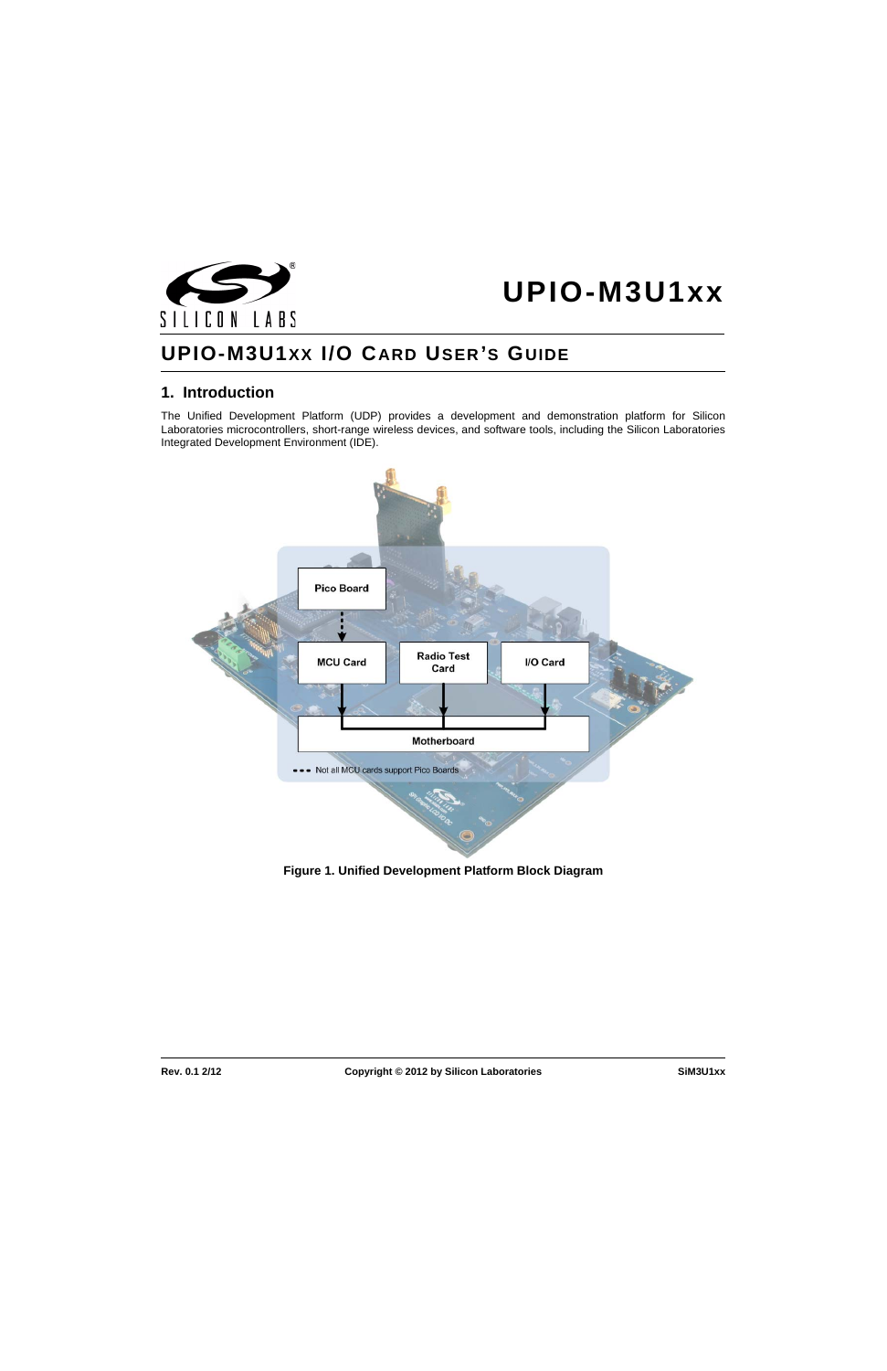# UPIO-M3U1xx

## UPIO-M3U1XX I/O CARD USER'S GUIDE

### 1. Introduction

The Unified Development Platform (UDP) provides a development and demonstration platform for Silicon Laboratories microcontrollers, short-range wireless devices, and software tools, including the Silicon Laboratories Integrated Development Environment (IDE).

Pico Board

MCU Card

Radio Test Card

I/O Card

Motherboard

Not all MCU cards support Pico Boards

**Figure 1. Unified Development Platform Block Diagram**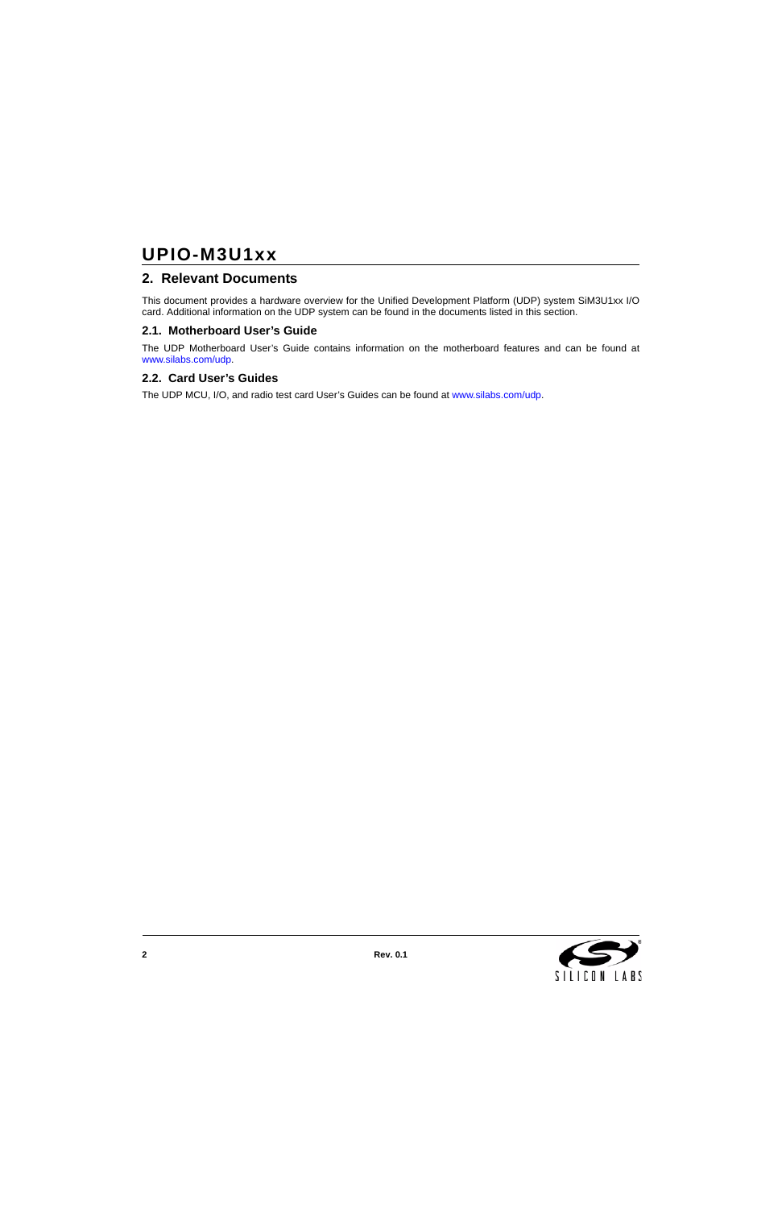## 2. Relevant Documents

This document provides a hardware overview for the Unified Development Platform (UDP) system SiM3U1xx I/O card. Additional information on the UDP system can be found in the documents listed in this section.

### 2.1. Motherboard User's Guide

The UDP Motherboard User's Guide contains information on the motherboard features and can be found at www.silabs.com/udp.

### 2.2. Card User's Guides

The UDP MCU, I/O, and radio test card User's Guides can be found at www.silabs.com/udp.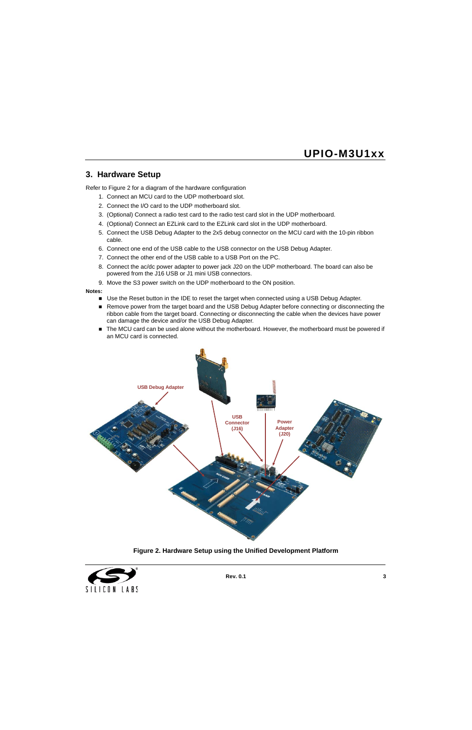## 3. Hardware Setup

Refer to Figure 2 for a diagram of the hardware configuration

1. Connect an MCU card to the UDP motherboard slot.
2. Connect the I/O card to the UDP motherboard slot.
3. (Optional) Connect a radio test card to the radio test card slot in the UDP motherboard.
4. (Optional) Connect an EZLink card to the EZLink card slot in the UDP motherboard.
5. Connect the USB Debug Adapter to the 2x5 debug connector on the MCU card with the 10-pin ribbon cable.
6. Connect one end of the USB cable to the USB connector on the USB Debug Adapter.
7. Connect the other end of the USB cable to a USB Port on the PC.
8. Connect the ac/dc power adapter to power jack J20 on the UDP motherboard. The board can also be powered from the J16 USB or J1 mini USB connectors.
9. Move the S3 power switch on the UDP motherboard to the ON position.

**Notes:**

- Use the Reset button in the IDE to reset the target when connected using a USB Debug Adapter.
- Remove power from the target board and the USB Debug Adapter before connecting or disconnecting the ribbon cable from the target board. Connecting or disconnecting the cable when the devices have power can damage the device and/or the USB Debug Adapter.
- The MCU card can be used alone without the motherboard. However, the motherboard must be powered if an MCU card is connected.

**Figure 2. Hardware Setup using the Unified Development Platform**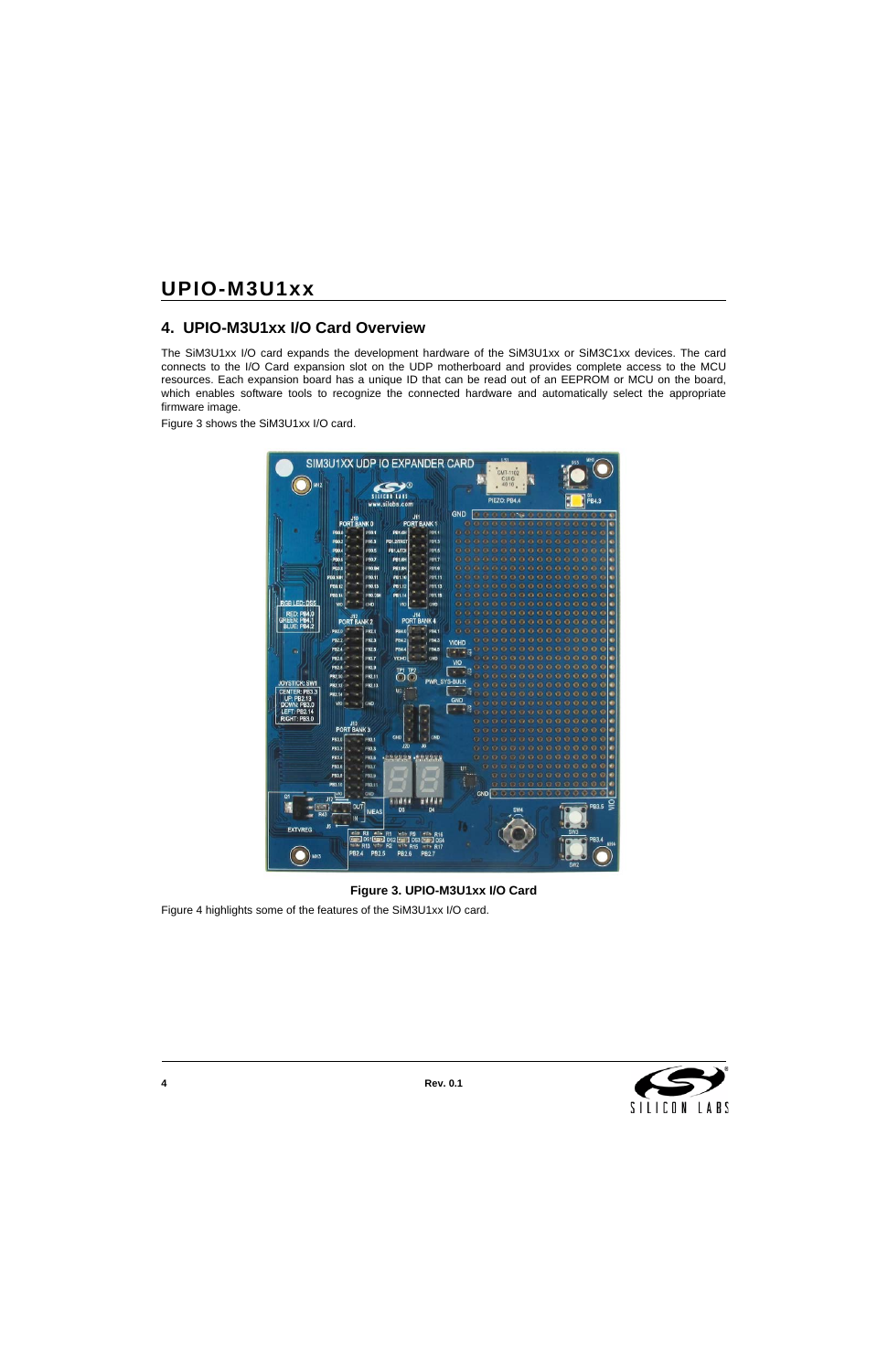## 4. UPIO-M3U1xx I/O Card Overview

The SiM3U1xx I/O card expands the development hardware of the SiM3U1xx or SiM3C1xx devices. The card connects to the I/O Card expansion slot on the UDP motherboard and provides complete access to the MCU resources. Each expansion board has a unique ID that can be read out of an EEPROM or MCU on the board, which enables software tools to recognize the connected hardware and automatically select the appropriate firmware image.

Figure 3 shows the SiM3U1xx I/O card.

**Figure 3. UPIO-M3U1xx I/O Card**

Figure 4 highlights some of the features of the SiM3U1xx I/O card.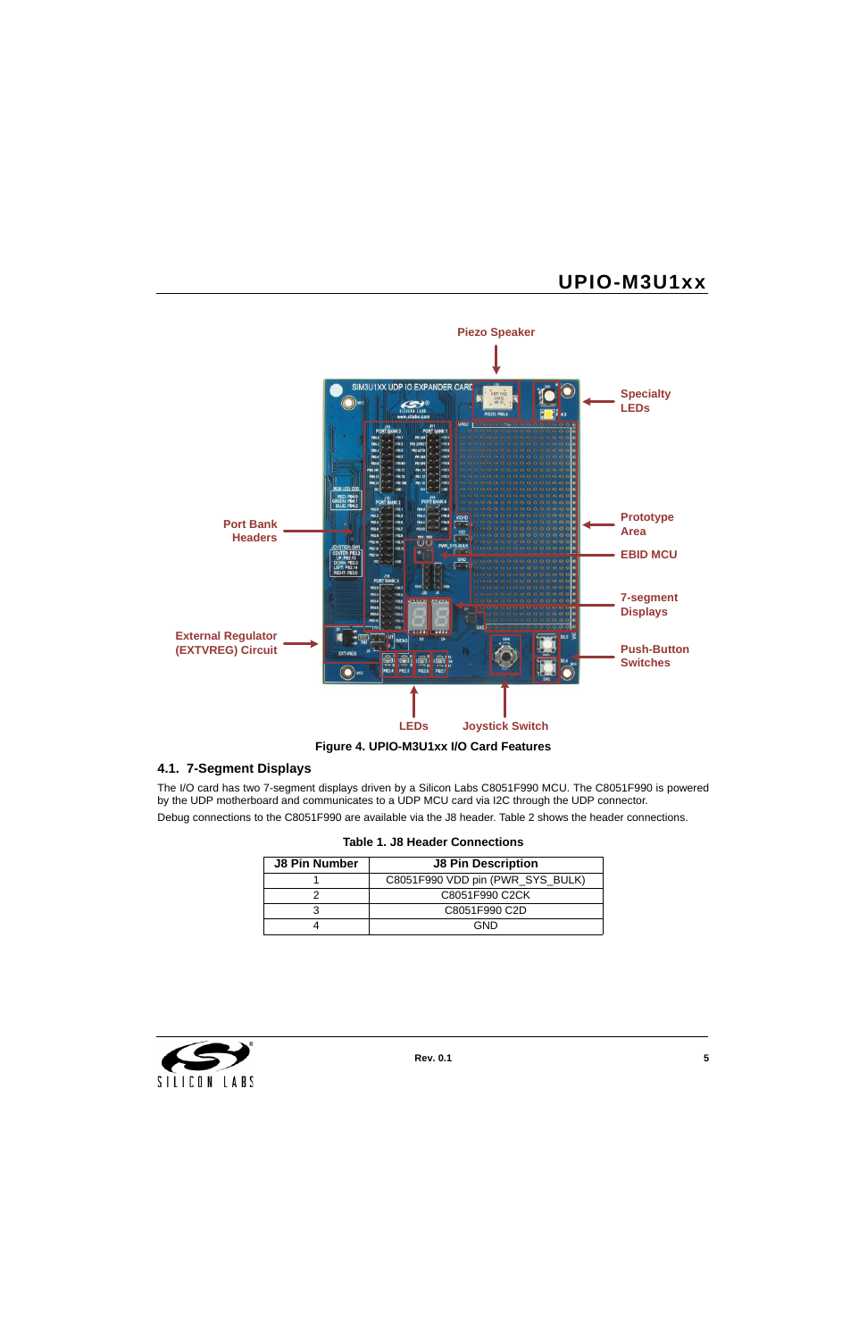Piezo Speaker

Specialty LEDs

Port Bank Headers

Prototype Area

EBID MCU

7-segment Displays

External Regulator (EXTVREG) Circuit

Push-Button Switches

LEDs

Joystick Switch

**Figure 4. UPIO-M3U1xx I/O Card Features**

### 4.1. 7-Segment Displays

The I/O card has two 7-segment displays driven by a Silicon Labs C8051F990 MCU. The C8051F990 is powered by the UDP motherboard and communicates to a UDP MCU card via I2C through the UDP connector.

Debug connections to the C8051F990 are available via the J8 header. Table 2 shows the header connections.

**Table 1. J8 Header Connections**

| J8 Pin Number | J8 Pin Description |
|---|---|
| 1 | C8051F990 VDD pin (PWR_SYS_BULK) |
| 2 | C8051F990 C2CK |
| 3 | C8051F990 C2D |
| 4 | GND |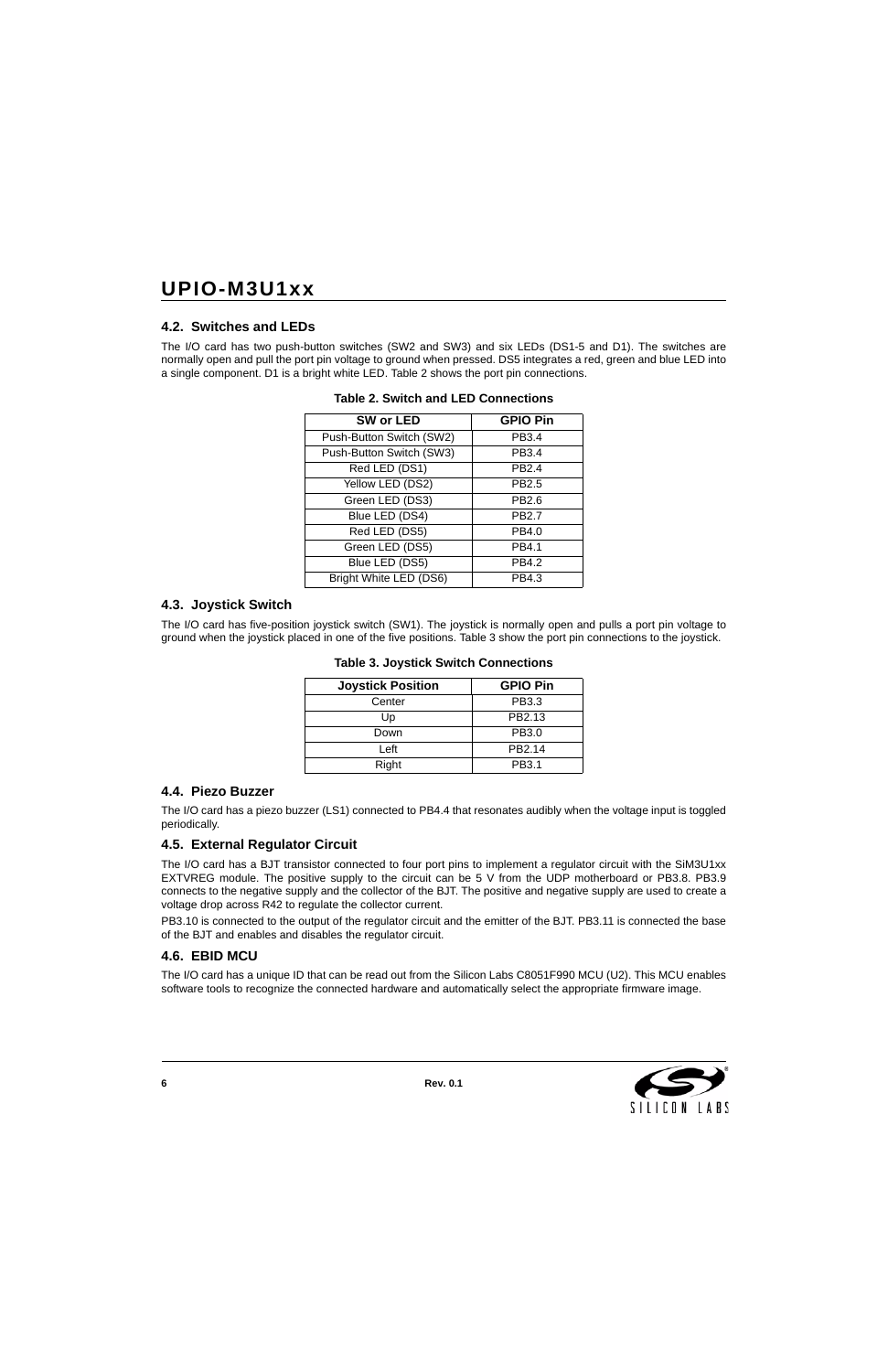## 4.2. Switches and LEDs

The I/O card has two push-button switches (SW2 and SW3) and six LEDs (DS1-5 and D1). The switches are normally open and pull the port pin voltage to ground when pressed. DS5 integrates a red, green and blue LED into a single component. D1 is a bright white LED. Table 2 shows the port pin connections.

**Table 2. Switch and LED Connections**

| SW or LED | GPIO Pin |
|---|---|
| Push-Button Switch (SW2) | PB3.4 |
| Push-Button Switch (SW3) | PB3.4 |
| Red LED (DS1) | PB2.4 |
| Yellow LED (DS2) | PB2.5 |
| Green LED (DS3) | PB2.6 |
| Blue LED (DS4) | PB2.7 |
| Red LED (DS5) | PB4.0 |
| Green LED (DS5) | PB4.1 |
| Blue LED (DS5) | PB4.2 |
| Bright White LED (DS6) | PB4.3 |

## 4.3. Joystick Switch

The I/O card has five-position joystick switch (SW1). The joystick is normally open and pulls a port pin voltage to ground when the joystick placed in one of the five positions. Table 3 show the port pin connections to the joystick.

**Table 3. Joystick Switch Connections**

| Joystick Position | GPIO Pin |
|---|---|
| Center | PB3.3 |
| Up | PB2.13 |
| Down | PB3.0 |
| Left | PB2.14 |
| Right | PB3.1 |

## 4.4. Piezo Buzzer

The I/O card has a piezo buzzer (LS1) connected to PB4.4 that resonates audibly when the voltage input is toggled periodically.

## 4.5. External Regulator Circuit

The I/O card has a BJT transistor connected to four port pins to implement a regulator circuit with the SiM3U1xx EXTVREG module. The positive supply to the circuit can be 5 V from the UDP motherboard or PB3.8. PB3.9 connects to the negative supply and the collector of the BJT. The positive and negative supply are used to create a voltage drop across R42 to regulate the collector current.

PB3.10 is connected to the output of the regulator circuit and the emitter of the BJT. PB3.11 is connected the base of the BJT and enables and disables the regulator circuit.

## 4.6. EBID MCU

The I/O card has a unique ID that can be read out from the Silicon Labs C8051F990 MCU (U2). This MCU enables software tools to recognize the connected hardware and automatically select the appropriate firmware image.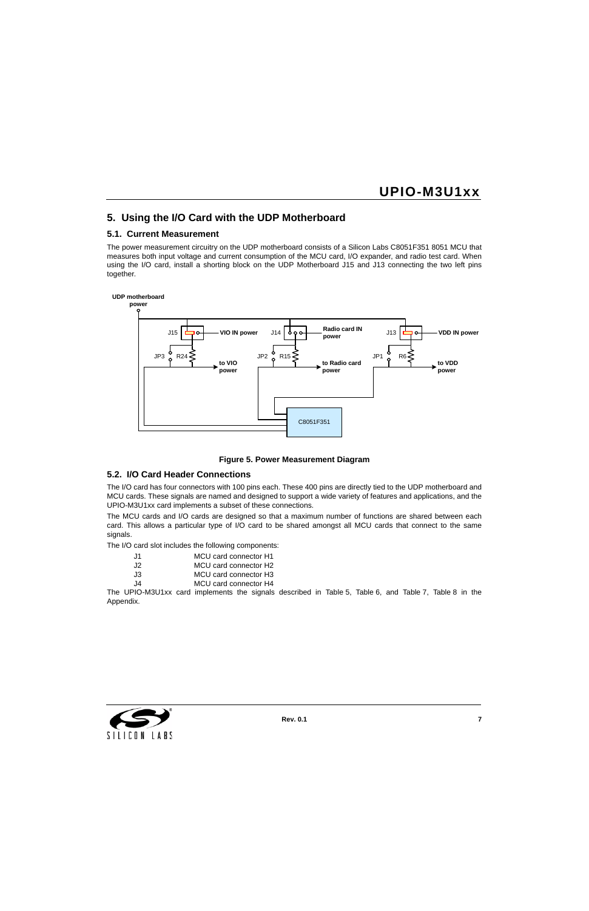## 5. Using the I/O Card with the UDP Motherboard

### 5.1. Current Measurement

The power measurement circuitry on the UDP motherboard consists of a Silicon Labs C8051F351 8051 MCU that measures both input voltage and current consumption of the MCU card, I/O expander, and radio test card. When using the I/O card, install a shorting block on the UDP Motherboard J15 and J13 connecting the two left pins together.

UDP motherboard power

J15 VIO IN power J14 Radio card IN power J13 VDD IN power

JP3 R24 to VIO power JP2 R15 to Radio card power JP1 R6 to VDD power

C8051F351

**Figure 5. Power Measurement Diagram**

### 5.2. I/O Card Header Connections

The I/O card has four connectors with 100 pins each. These 400 pins are directly tied to the UDP motherboard and MCU cards. These signals are named and designed to support a wide variety of features and applications, and the UPIO-M3U1xx card implements a subset of these connections.

The MCU cards and I/O cards are designed so that a maximum number of functions are shared between each card. This allows a particular type of I/O card to be shared amongst all MCU cards that connect to the same signals.

The I/O card slot includes the following components:

| | |
|---|---|
| J1 | MCU card connector H1 |
| J2 | MCU card connector H2 |
| J3 | MCU card connector H3 |
| J4 | MCU card connector H4 |

The UPIO-M3U1xx card implements the signals described in Table 5, Table 6, and Table 7, Table 8 in the Appendix.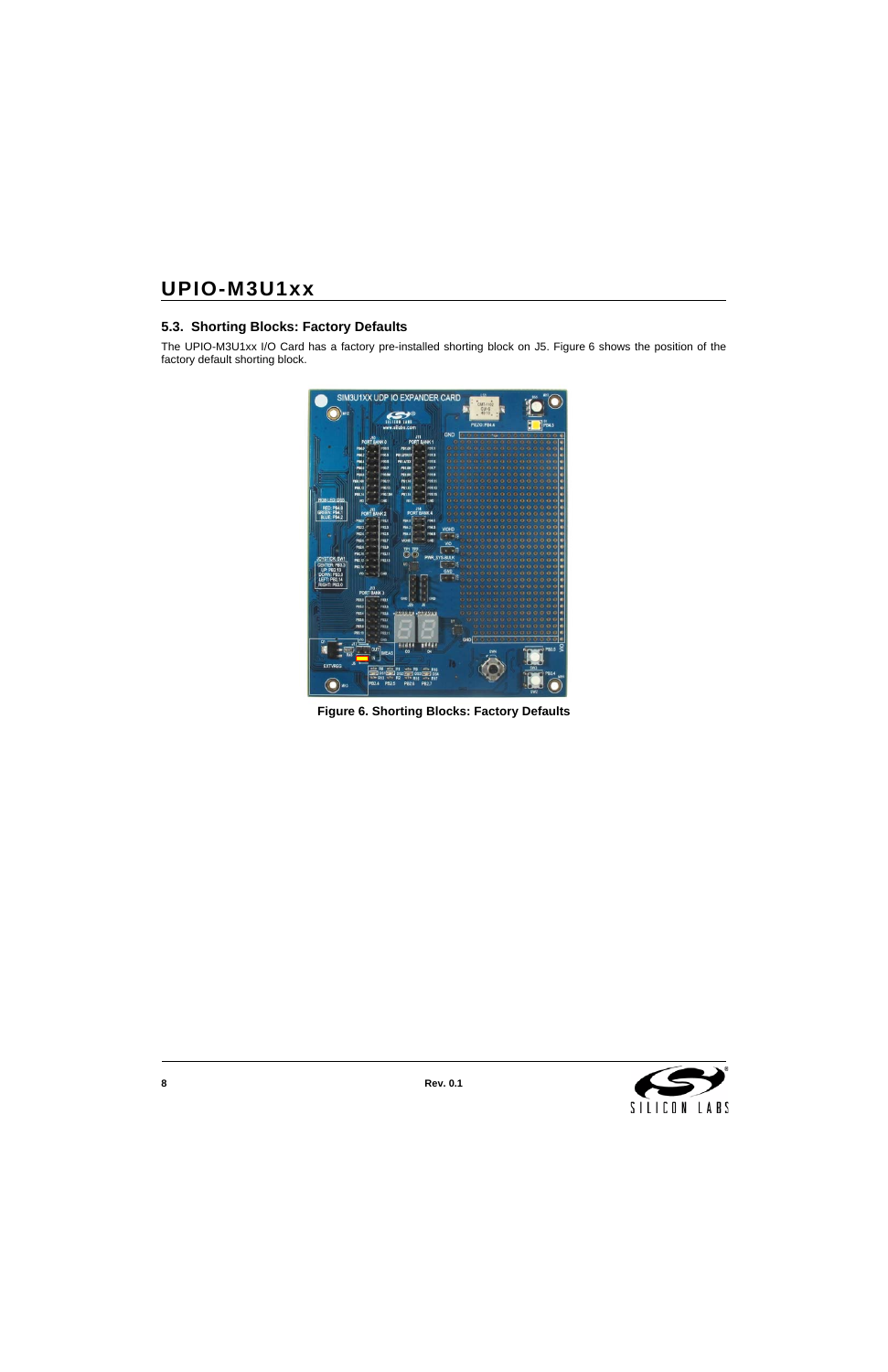### 5.3. Shorting Blocks: Factory Defaults

The UPIO-M3U1xx I/O Card has a factory pre-installed shorting block on J5. Figure 6 shows the position of the factory default shorting block.

**Figure 6. Shorting Blocks: Factory Defaults**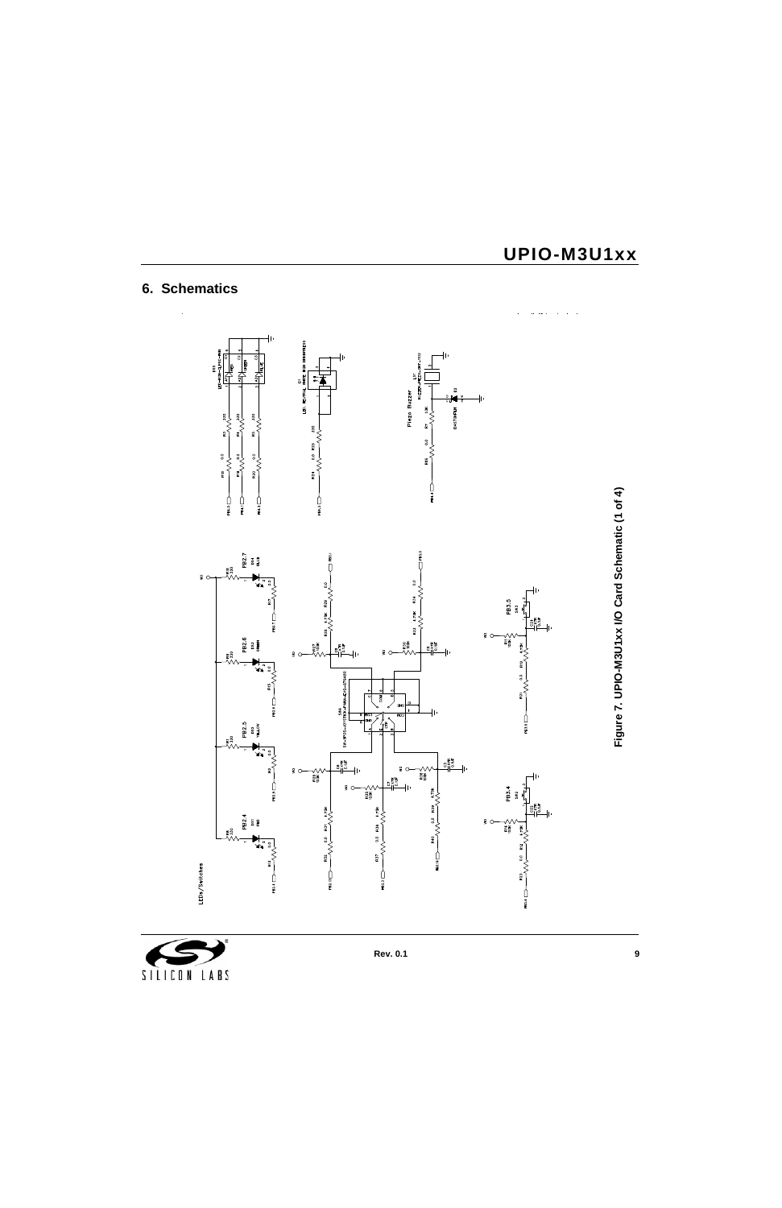## 6. Schematics

Figure 7. UPIO-M3U1xx I/O Card Schematic (1 of 4)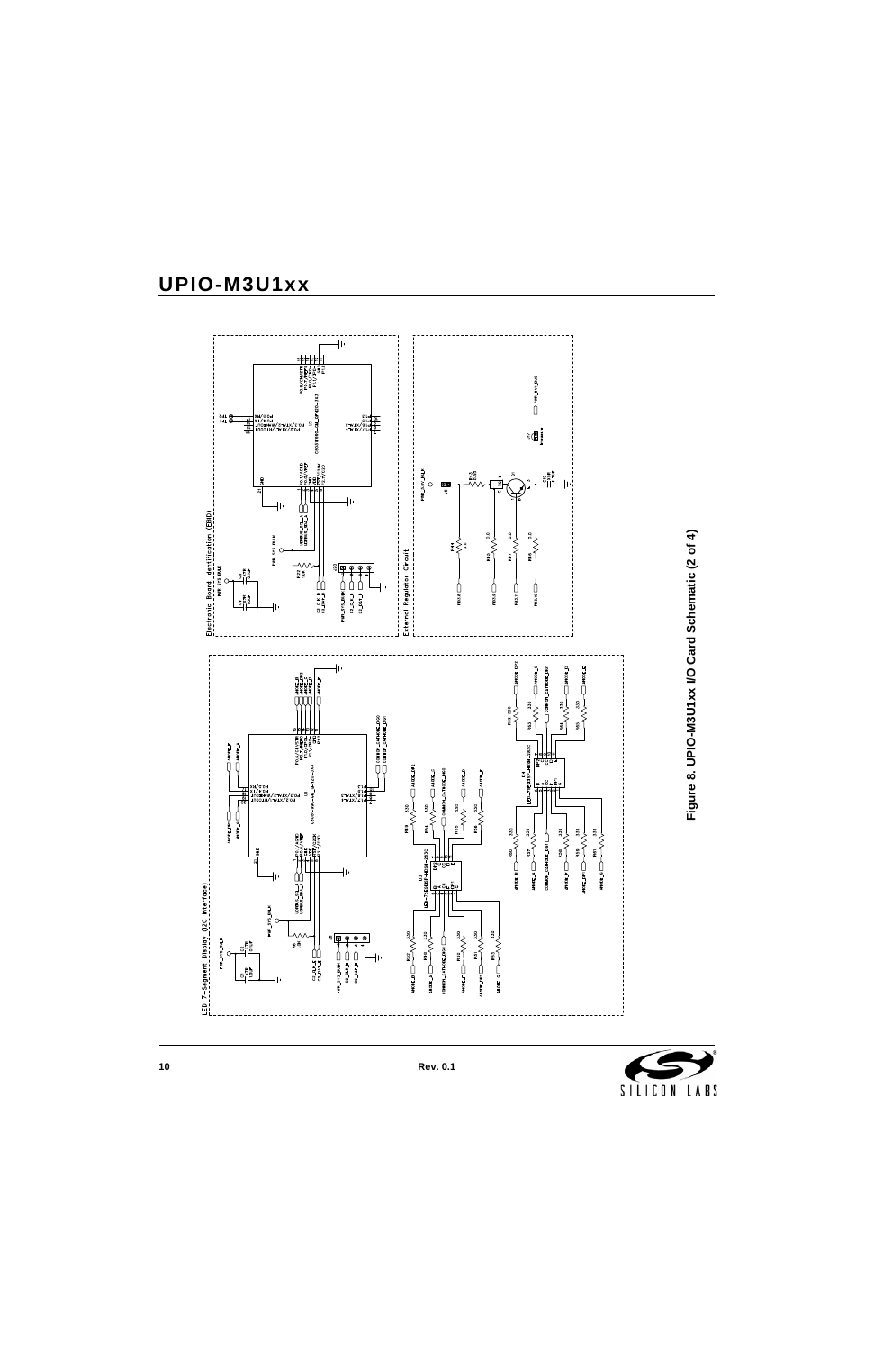Figure 8. UPIO-M3U1xx I/O Card Schematic (2 of 4)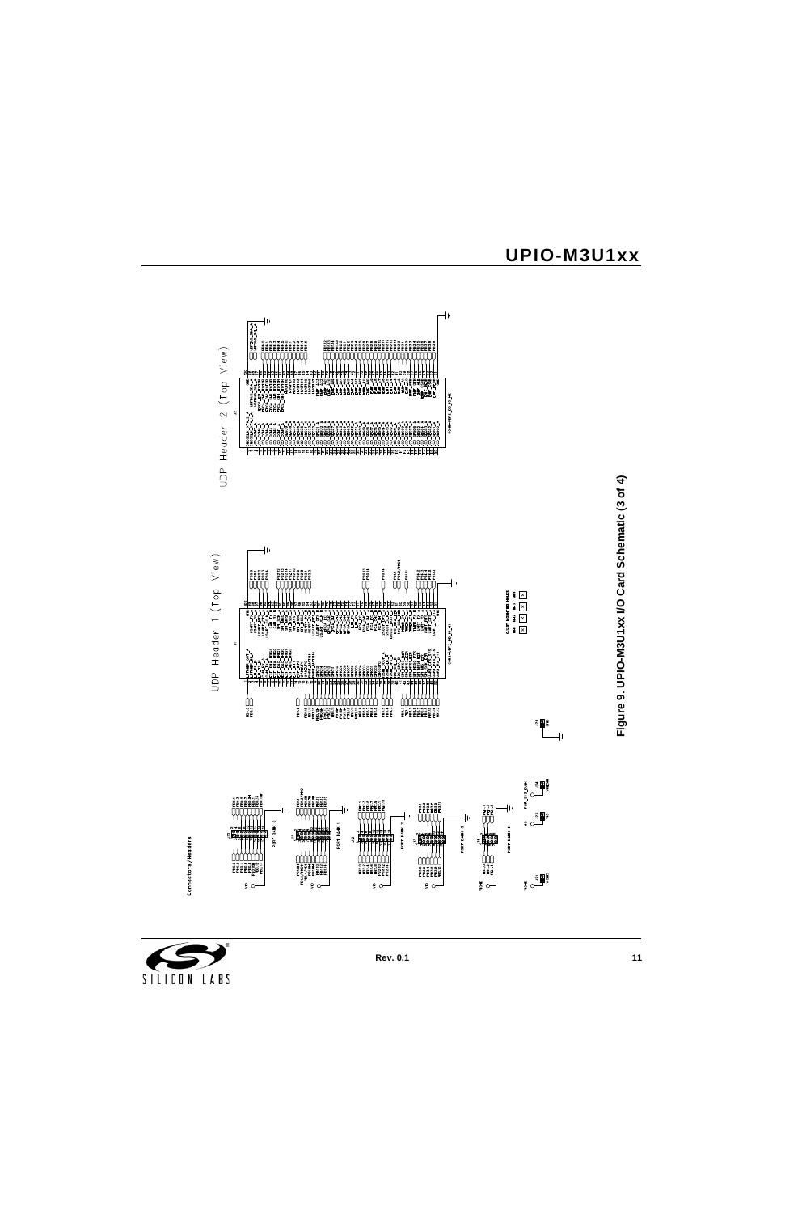Connectors/Headers

UDP Header 1 (Top View)

UDP Header 2 (Top View)

PORT BANK 0

PORT BANK 1

PORT BANK 2

PORT BANK 3

PORT BANK 4

Figure 9. UPIO-M3U1xx I/O Card Schematic (3 of 4)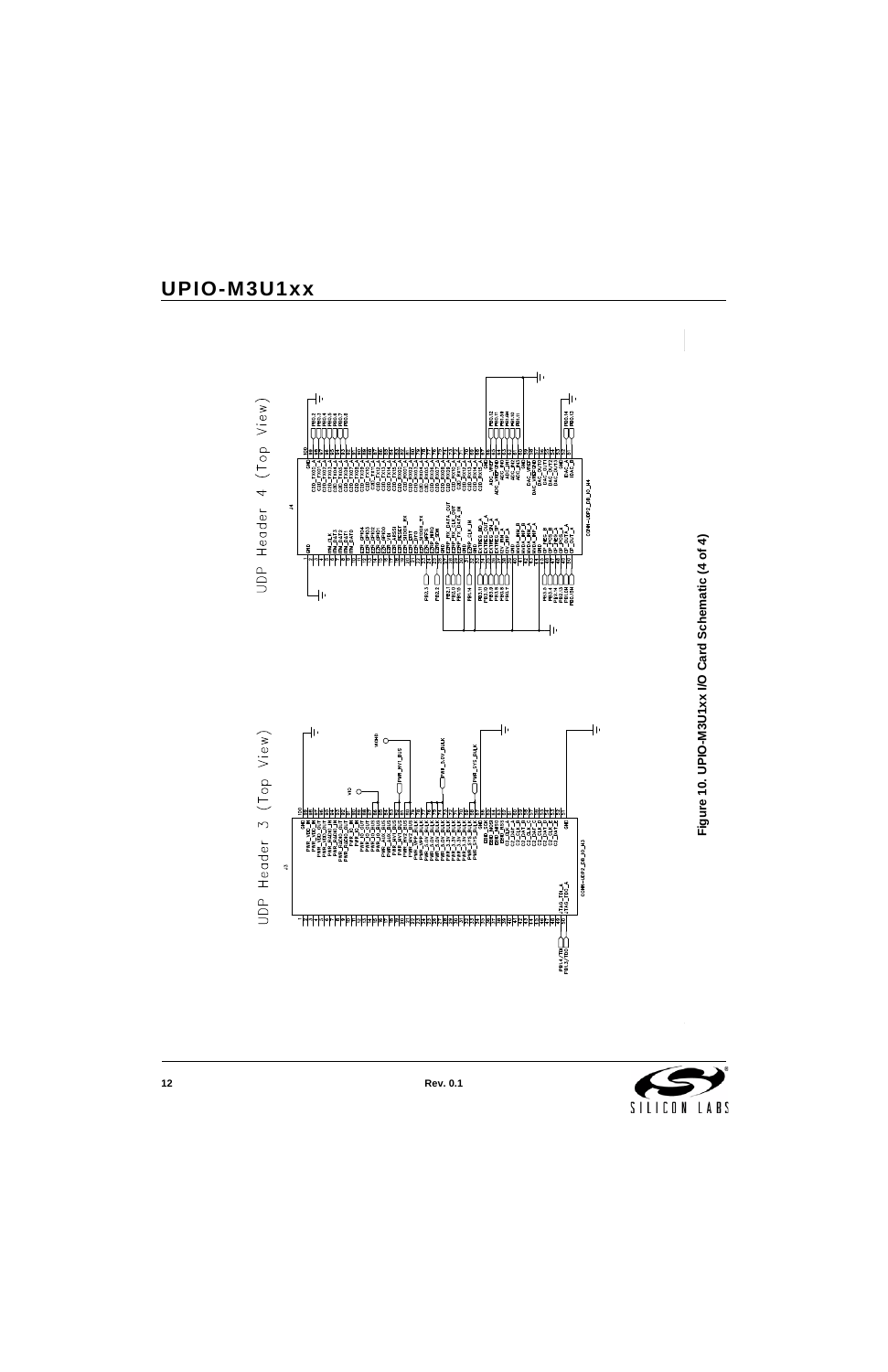UDP Header 3 (Top View)

UDP Header 4 (Top View)

**Figure 10. UPIO-M3U1xx I/O Card Schematic (4 of 4)**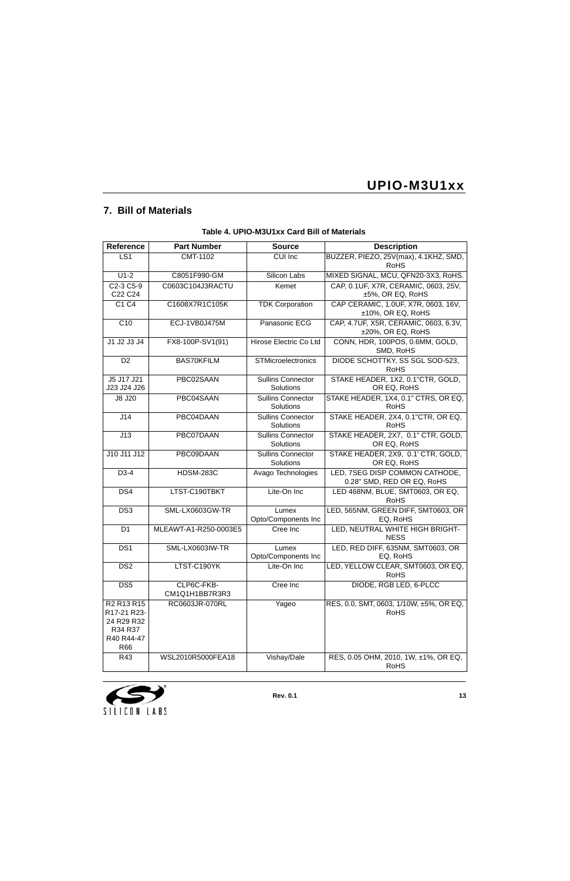## 7. Bill of Materials

**Table 4. UPIO-M3U1xx Card Bill of Materials**

| Reference | Part Number | Source | Description |
|---|---|---|---|
| LS1 | CMT-1102 | CUI Inc | BUZZER, PIEZO, 25V(max), 4.1KHZ, SMD, RoHS |
| U1-2 | C8051F990-GM | Silicon Labs | MIXED SIGNAL, MCU, QFN20-3X3, RoHS. |
| C2-3 C5-9 C22 C24 | C0603C104J3RACTU | Kemet | CAP, 0.1UF, X7R, CERAMIC, 0603, 25V, ±5%, OR EQ, RoHS |
| C1 C4 | C1608X7R1C105K | TDK Corporation | CAP CERAMIC, 1.0UF, X7R, 0603, 16V, ±10%, OR EQ, RoHS |
| C10 | ECJ-1VB0J475M | Panasonic ECG | CAP, 4.7UF, X5R, CERAMIC, 0603, 6.3V, ±20%, OR EQ, RoHS |
| J1 J2 J3 J4 | FX8-100P-SV1(91) | Hirose Electric Co Ltd | CONN, HDR, 100POS, 0.6MM, GOLD, SMD, RoHS |
| D2 | BAS70KFILM | STMicroelectronics | DIODE SCHOTTKY, SS SGL SOD-523, RoHS |
| J5 J17 J21 J23 J24 J26 | PBC02SAAN | Sullins Connector Solutions | STAKE HEADER, 1X2, 0.1"CTR, GOLD, OR EQ, RoHS |
| J8 J20 | PBC04SAAN | Sullins Connector Solutions | STAKE HEADER, 1X4, 0.1" CTRS, OR EQ, RoHS |
| J14 | PBC04DAAN | Sullins Connector Solutions | STAKE HEADER, 2X4, 0.1"CTR, OR EQ, RoHS |
| J13 | PBC07DAAN | Sullins Connector Solutions | STAKE HEADER, 2X7, 0.1" CTR, GOLD, OR EQ, RoHS |
| J10 J11 J12 | PBC09DAAN | Sullins Connector Solutions | STAKE HEADER, 2X9, 0.1' CTR, GOLD, OR EQ, RoHS |
| D3-4 | HDSM-283C | Avago Technologies | LED, 7SEG DISP COMMON CATHODE, 0.28" SMD, RED OR EQ, RoHS |
| DS4 | LTST-C190TBKT | Lite-On Inc | LED 468NM, BLUE, SMT0603, OR EQ, RoHS |
| DS3 | SML-LX0603GW-TR | Lumex Opto/Components Inc | LED, 565NM, GREEN DIFF, SMT0603, OR EQ, RoHS |
| D1 | MLEAWT-A1-R250-0003E5 | Cree Inc | LED, NEUTRAL WHITE HIGH BRIGHTNESS |
| DS1 | SML-LX0603IW-TR | Lumex Opto/Components Inc | LED, RED DIFF, 635NM, SMT0603, OR EQ, RoHS |
| DS2 | LTST-C190YK | Lite-On Inc | LED, YELLOW CLEAR, SMT0603, OR EQ, RoHS |
| DS5 | CLP6C-FKB-CM1Q1H1BB7R3R3 | Cree Inc | DIODE, RGB LED, 6-PLCC |
| R2 R13 R15 R17-21 R23-24 R29 R32 R34 R37 R40 R44-47 R66 | RC0603JR-070RL | Yageo | RES, 0.0, SMT, 0603, 1/10W, ±5%, OR EQ, RoHS |
| R43 | WSL2010R5000FEA18 | Vishay/Dale | RES, 0.05 OHM, 2010, 1W, ±1%, OR EQ, RoHS |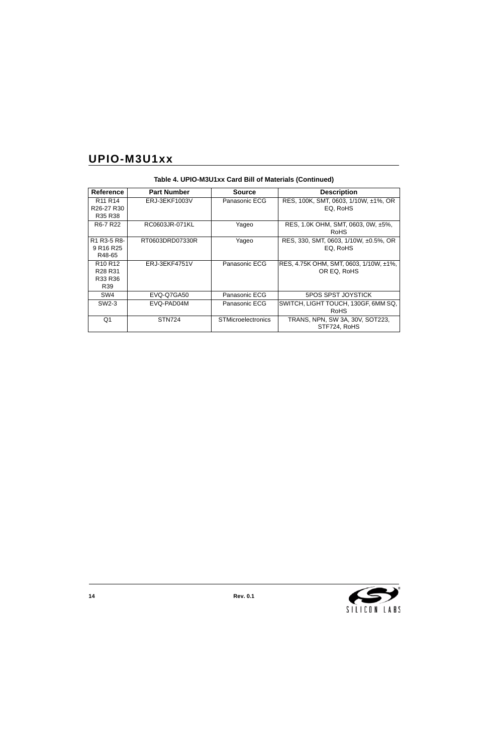**Table 4. UPIO-M3U1xx Card Bill of Materials (Continued)**

| Reference | Part Number | Source | Description |
| --- | --- | --- | --- |
| R11 R14 R26-27 R30 R35 R38 | ERJ-3EKF1003V | Panasonic ECG | RES, 100K, SMT, 0603, 1/10W, ±1%, OR EQ, RoHS |
| R6-7 R22 | RC0603JR-071KL | Yageo | RES, 1.0K OHM, SMT, 0603, 0W, ±5%, RoHS |
| R1 R3-5 R8-9 R16 R25 R48-65 | RT0603DRD07330R | Yageo | RES, 330, SMT, 0603, 1/10W, ±0.5%, OR EQ, RoHS |
| R10 R12 R28 R31 R33 R36 R39 | ERJ-3EKF4751V | Panasonic ECG | RES, 4.75K OHM, SMT, 0603, 1/10W, ±1%, OR EQ, RoHS |
| SW4 | EVQ-Q7GA50 | Panasonic ECG | 5POS SPST JOYSTICK |
| SW2-3 | EVQ-PAD04M | Panasonic ECG | SWITCH, LIGHT TOUCH, 130GF, 6MM SQ, RoHS |
| Q1 | STN724 | STMicroelectronics | TRANS, NPN, SW 3A, 30V, SOT223, STF724, RoHS |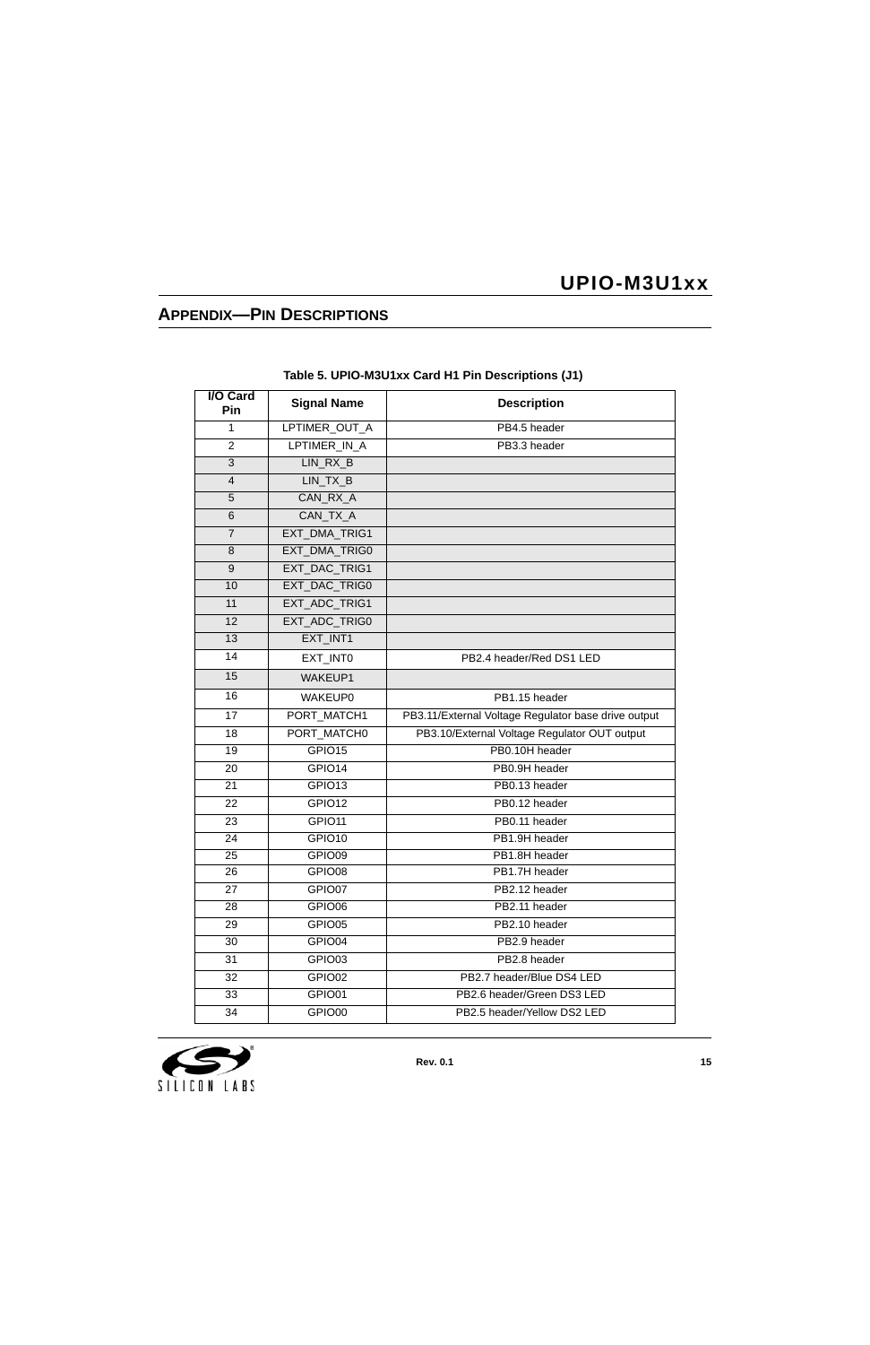## Appendix—Pin Descriptions

**Table 5. UPIO-M3U1xx Card H1 Pin Descriptions (J1)**

| I/O Card Pin | Signal Name | Description |
|---|---|---|
| 1 | LPTIMER_OUT_A | PB4.5 header |
| 2 | LPTIMER_IN_A | PB3.3 header |
| 3 | LIN_RX_B | |
| 4 | LIN_TX_B | |
| 5 | CAN_RX_A | |
| 6 | CAN_TX_A | |
| 7 | EXT_DMA_TRIG1 | |
| 8 | EXT_DMA_TRIG0 | |
| 9 | EXT_DAC_TRIG1 | |
| 10 | EXT_DAC_TRIG0 | |
| 11 | EXT_ADC_TRIG1 | |
| 12 | EXT_ADC_TRIG0 | |
| 13 | EXT_INT1 | |
| 14 | EXT_INT0 | PB2.4 header/Red DS1 LED |
| 15 | WAKEUP1 | |
| 16 | WAKEUP0 | PB1.15 header |
| 17 | PORT_MATCH1 | PB3.11/External Voltage Regulator base drive output |
| 18 | PORT_MATCH0 | PB3.10/External Voltage Regulator OUT output |
| 19 | GPIO15 | PB0.10H header |
| 20 | GPIO14 | PB0.9H header |
| 21 | GPIO13 | PB0.13 header |
| 22 | GPIO12 | PB0.12 header |
| 23 | GPIO11 | PB0.11 header |
| 24 | GPIO10 | PB1.9H header |
| 25 | GPIO09 | PB1.8H header |
| 26 | GPIO08 | PB1.7H header |
| 27 | GPIO07 | PB2.12 header |
| 28 | GPIO06 | PB2.11 header |
| 29 | GPIO05 | PB2.10 header |
| 30 | GPIO04 | PB2.9 header |
| 31 | GPIO03 | PB2.8 header |
| 32 | GPIO02 | PB2.7 header/Blue DS4 LED |
| 33 | GPIO01 | PB2.6 header/Green DS3 LED |
| 34 | GPIO00 | PB2.5 header/Yellow DS2 LED |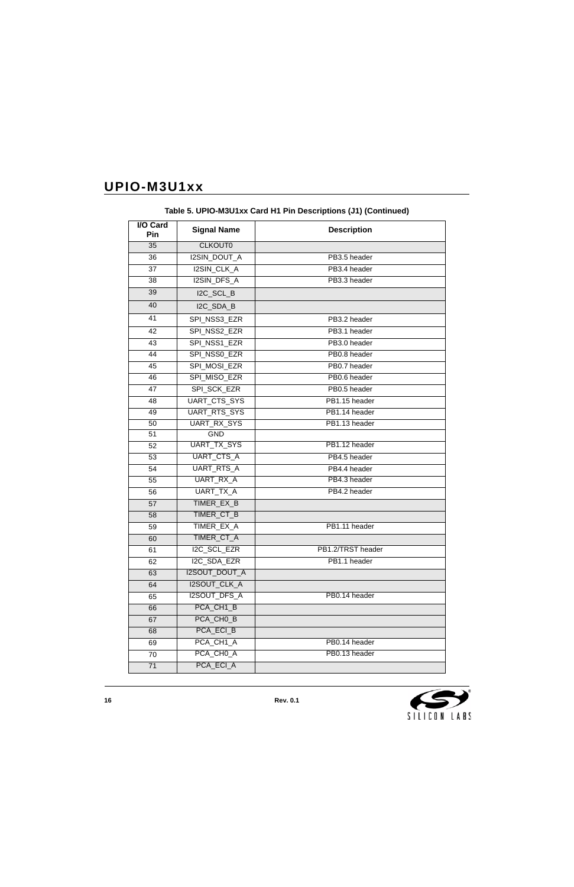**Table 5. UPIO-M3U1xx Card H1 Pin Descriptions (J1) (Continued)**

| I/O Card Pin | Signal Name | Description |
|---|---|---|
| 35 | CLKOUT0 | |
| 36 | I2SIN_DOUT_A | PB3.5 header |
| 37 | I2SIN_CLK_A | PB3.4 header |
| 38 | I2SIN_DFS_A | PB3.3 header |
| 39 | I2C_SCL_B | |
| 40 | I2C_SDA_B | |
| 41 | SPI_NSS3_EZR | PB3.2 header |
| 42 | SPI_NSS2_EZR | PB3.1 header |
| 43 | SPI_NSS1_EZR | PB3.0 header |
| 44 | SPI_NSS0_EZR | PB0.8 header |
| 45 | SPI_MOSI_EZR | PB0.7 header |
| 46 | SPI_MISO_EZR | PB0.6 header |
| 47 | SPI_SCK_EZR | PB0.5 header |
| 48 | UART_CTS_SYS | PB1.15 header |
| 49 | UART_RTS_SYS | PB1.14 header |
| 50 | UART_RX_SYS | PB1.13 header |
| 51 | GND | |
| 52 | UART_TX_SYS | PB1.12 header |
| 53 | UART_CTS_A | PB4.5 header |
| 54 | UART_RTS_A | PB4.4 header |
| 55 | UART_RX_A | PB4.3 header |
| 56 | UART_TX_A | PB4.2 header |
| 57 | TIMER_EX_B | |
| 58 | TIMER_CT_B | |
| 59 | TIMER_EX_A | PB1.11 header |
| 60 | TIMER_CT_A | |
| 61 | I2C_SCL_EZR | PB1.2/TRST header |
| 62 | I2C_SDA_EZR | PB1.1 header |
| 63 | I2SOUT_DOUT_A | |
| 64 | I2SOUT_CLK_A | |
| 65 | I2SOUT_DFS_A | PB0.14 header |
| 66 | PCA_CH1_B | |
| 67 | PCA_CH0_B | |
| 68 | PCA_ECI_B | |
| 69 | PCA_CH1_A | PB0.14 header |
| 70 | PCA_CH0_A | PB0.13 header |
| 71 | PCA_ECI_A | |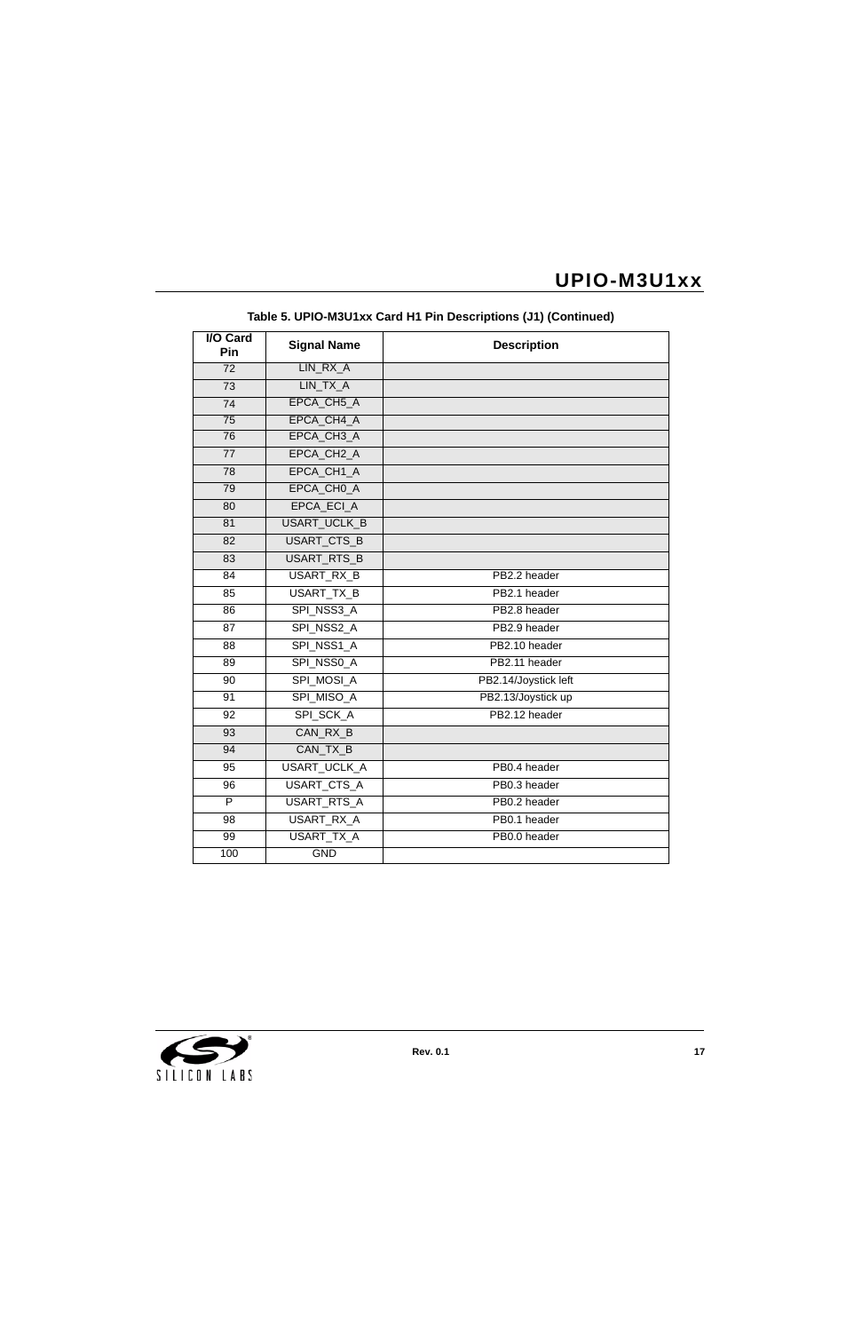**Table 5. UPIO-M3U1xx Card H1 Pin Descriptions (J1) (Continued)**

| I/O Card Pin | Signal Name | Description |
|---|---|---|
| 72 | LIN_RX_A | |
| 73 | LIN_TX_A | |
| 74 | EPCA_CH5_A | |
| 75 | EPCA_CH4_A | |
| 76 | EPCA_CH3_A | |
| 77 | EPCA_CH2_A | |
| 78 | EPCA_CH1_A | |
| 79 | EPCA_CH0_A | |
| 80 | EPCA_ECI_A | |
| 81 | USART_UCLK_B | |
| 82 | USART_CTS_B | |
| 83 | USART_RTS_B | |
| 84 | USART_RX_B | PB2.2 header |
| 85 | USART_TX_B | PB2.1 header |
| 86 | SPI_NSS3_A | PB2.8 header |
| 87 | SPI_NSS2_A | PB2.9 header |
| 88 | SPI_NSS1_A | PB2.10 header |
| 89 | SPI_NSS0_A | PB2.11 header |
| 90 | SPI_MOSI_A | PB2.14/Joystick left |
| 91 | SPI_MISO_A | PB2.13/Joystick up |
| 92 | SPI_SCK_A | PB2.12 header |
| 93 | CAN_RX_B | |
| 94 | CAN_TX_B | |
| 95 | USART_UCLK_A | PB0.4 header |
| 96 | USART_CTS_A | PB0.3 header |
| P | USART_RTS_A | PB0.2 header |
| 98 | USART_RX_A | PB0.1 header |
| 99 | USART_TX_A | PB0.0 header |
| 100 | GND | |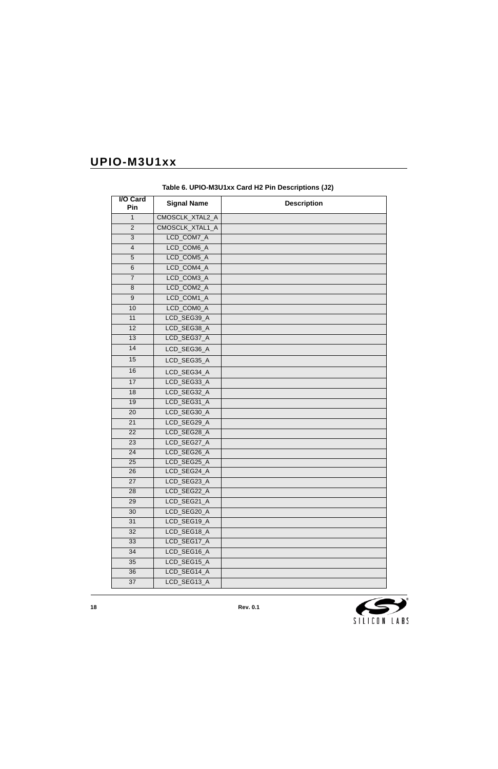**Table 6. UPIO-M3U1xx Card H2 Pin Descriptions (J2)**

| I/O Card Pin | Signal Name | Description |
|---|---|---|
| 1 | CMOSCLK_XTAL2_A | |
| 2 | CMOSCLK_XTAL1_A | |
| 3 | LCD_COM7_A | |
| 4 | LCD_COM6_A | |
| 5 | LCD_COM5_A | |
| 6 | LCD_COM4_A | |
| 7 | LCD_COM3_A | |
| 8 | LCD_COM2_A | |
| 9 | LCD_COM1_A | |
| 10 | LCD_COM0_A | |
| 11 | LCD_SEG39_A | |
| 12 | LCD_SEG38_A | |
| 13 | LCD_SEG37_A | |
| 14 | LCD_SEG36_A | |
| 15 | LCD_SEG35_A | |
| 16 | LCD_SEG34_A | |
| 17 | LCD_SEG33_A | |
| 18 | LCD_SEG32_A | |
| 19 | LCD_SEG31_A | |
| 20 | LCD_SEG30_A | |
| 21 | LCD_SEG29_A | |
| 22 | LCD_SEG28_A | |
| 23 | LCD_SEG27_A | |
| 24 | LCD_SEG26_A | |
| 25 | LCD_SEG25_A | |
| 26 | LCD_SEG24_A | |
| 27 | LCD_SEG23_A | |
| 28 | LCD_SEG22_A | |
| 29 | LCD_SEG21_A | |
| 30 | LCD_SEG20_A | |
| 31 | LCD_SEG19_A | |
| 32 | LCD_SEG18_A | |
| 33 | LCD_SEG17_A | |
| 34 | LCD_SEG16_A | |
| 35 | LCD_SEG15_A | |
| 36 | LCD_SEG14_A | |
| 37 | LCD_SEG13_A | |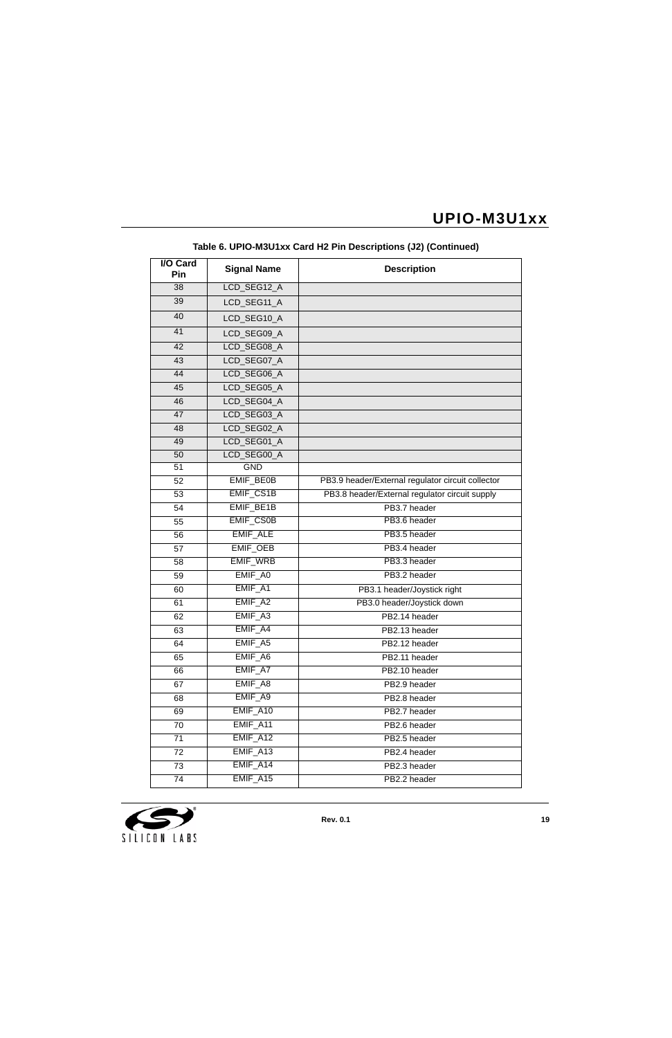**Table 6. UPIO-M3U1xx Card H2 Pin Descriptions (J2) (Continued)**

| I/O Card Pin | Signal Name | Description |
|---|---|---|
| 38 | LCD_SEG12_A | |
| 39 | LCD_SEG11_A | |
| 40 | LCD_SEG10_A | |
| 41 | LCD_SEG09_A | |
| 42 | LCD_SEG08_A | |
| 43 | LCD_SEG07_A | |
| 44 | LCD_SEG06_A | |
| 45 | LCD_SEG05_A | |
| 46 | LCD_SEG04_A | |
| 47 | LCD_SEG03_A | |
| 48 | LCD_SEG02_A | |
| 49 | LCD_SEG01_A | |
| 50 | LCD_SEG00_A | |
| 51 | GND | |
| 52 | EMIF_BE0B | PB3.9 header/External regulator circuit collector |
| 53 | EMIF_CS1B | PB3.8 header/External regulator circuit supply |
| 54 | EMIF_BE1B | PB3.7 header |
| 55 | EMIF_CS0B | PB3.6 header |
| 56 | EMIF_ALE | PB3.5 header |
| 57 | EMIF_OEB | PB3.4 header |
| 58 | EMIF_WRB | PB3.3 header |
| 59 | EMIF_A0 | PB3.2 header |
| 60 | EMIF_A1 | PB3.1 header/Joystick right |
| 61 | EMIF_A2 | PB3.0 header/Joystick down |
| 62 | EMIF_A3 | PB2.14 header |
| 63 | EMIF_A4 | PB2.13 header |
| 64 | EMIF_A5 | PB2.12 header |
| 65 | EMIF_A6 | PB2.11 header |
| 66 | EMIF_A7 | PB2.10 header |
| 67 | EMIF_A8 | PB2.9 header |
| 68 | EMIF_A9 | PB2.8 header |
| 69 | EMIF_A10 | PB2.7 header |
| 70 | EMIF_A11 | PB2.6 header |
| 71 | EMIF_A12 | PB2.5 header |
| 72 | EMIF_A13 | PB2.4 header |
| 73 | EMIF_A14 | PB2.3 header |
| 74 | EMIF_A15 | PB2.2 header |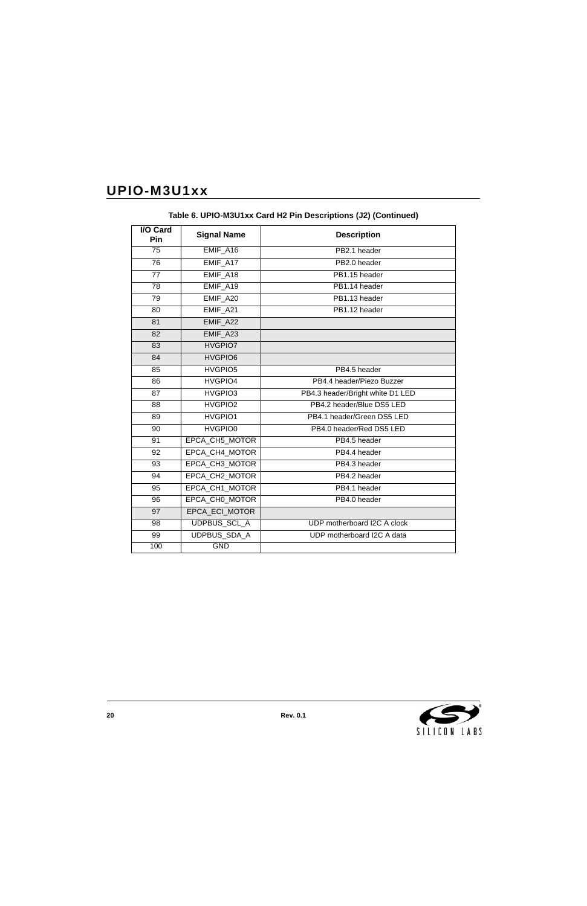**Table 6. UPIO-M3U1xx Card H2 Pin Descriptions (J2) (Continued)**

| I/O Card Pin | Signal Name | Description |
|---|---|---|
| 75 | EMIF_A16 | PB2.1 header |
| 76 | EMIF_A17 | PB2.0 header |
| 77 | EMIF_A18 | PB1.15 header |
| 78 | EMIF_A19 | PB1.14 header |
| 79 | EMIF_A20 | PB1.13 header |
| 80 | EMIF_A21 | PB1.12 header |
| 81 | EMIF_A22 | |
| 82 | EMIF_A23 | |
| 83 | HVGPIO7 | |
| 84 | HVGPIO6 | |
| 85 | HVGPIO5 | PB4.5 header |
| 86 | HVGPIO4 | PB4.4 header/Piezo Buzzer |
| 87 | HVGPIO3 | PB4.3 header/Bright white D1 LED |
| 88 | HVGPIO2 | PB4.2 header/Blue DS5 LED |
| 89 | HVGPIO1 | PB4.1 header/Green DS5 LED |
| 90 | HVGPIO0 | PB4.0 header/Red DS5 LED |
| 91 | EPCA_CH5_MOTOR | PB4.5 header |
| 92 | EPCA_CH4_MOTOR | PB4.4 header |
| 93 | EPCA_CH3_MOTOR | PB4.3 header |
| 94 | EPCA_CH2_MOTOR | PB4.2 header |
| 95 | EPCA_CH1_MOTOR | PB4.1 header |
| 96 | EPCA_CH0_MOTOR | PB4.0 header |
| 97 | EPCA_ECI_MOTOR | |
| 98 | UDPBUS_SCL_A | UDP motherboard I2C A clock |
| 99 | UDPBUS_SDA_A | UDP motherboard I2C A data |
| 100 | GND | |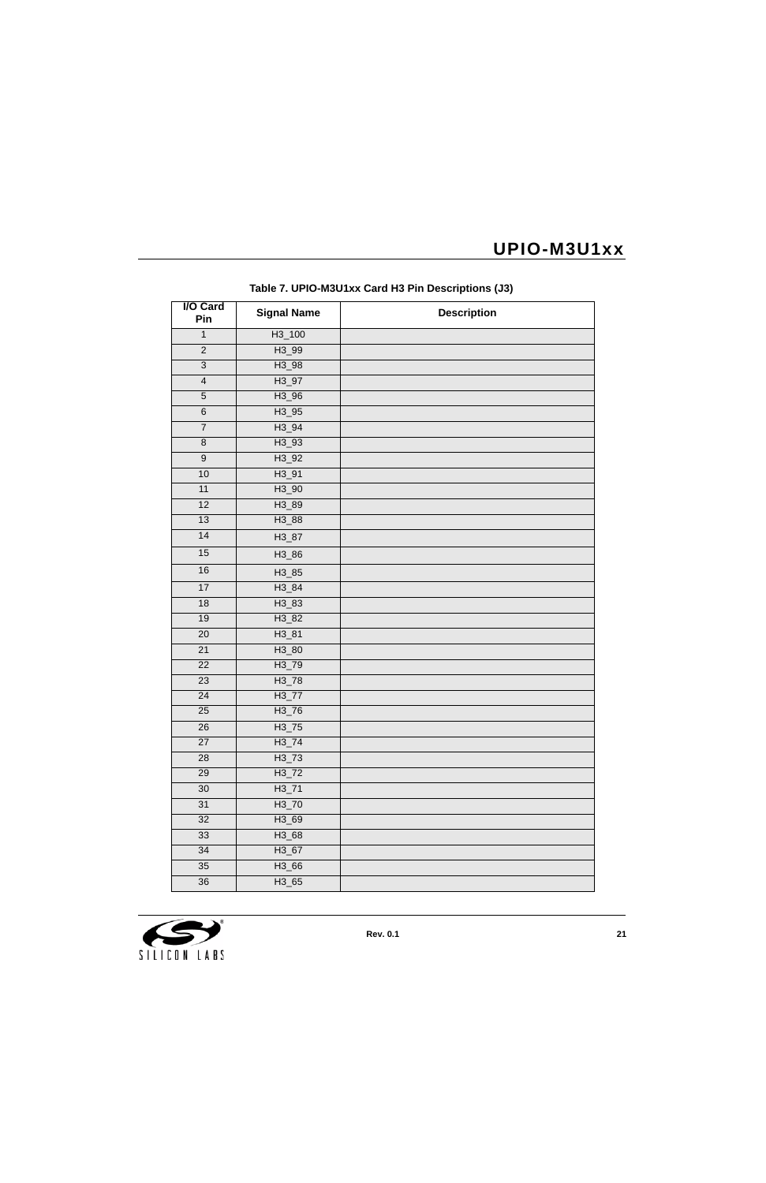**Table 7. UPIO-M3U1xx Card H3 Pin Descriptions (J3)**

| I/O Card Pin | Signal Name | Description |
|---|---|---|
| 1 | H3_100 | |
| 2 | H3_99 | |
| 3 | H3_98 | |
| 4 | H3_97 | |
| 5 | H3_96 | |
| 6 | H3_95 | |
| 7 | H3_94 | |
| 8 | H3_93 | |
| 9 | H3_92 | |
| 10 | H3_91 | |
| 11 | H3_90 | |
| 12 | H3_89 | |
| 13 | H3_88 | |
| 14 | H3_87 | |
| 15 | H3_86 | |
| 16 | H3_85 | |
| 17 | H3_84 | |
| 18 | H3_83 | |
| 19 | H3_82 | |
| 20 | H3_81 | |
| 21 | H3_80 | |
| 22 | H3_79 | |
| 23 | H3_78 | |
| 24 | H3_77 | |
| 25 | H3_76 | |
| 26 | H3_75 | |
| 27 | H3_74 | |
| 28 | H3_73 | |
| 29 | H3_72 | |
| 30 | H3_71 | |
| 31 | H3_70 | |
| 32 | H3_69 | |
| 33 | H3_68 | |
| 34 | H3_67 | |
| 35 | H3_66 | |
| 36 | H3_65 | |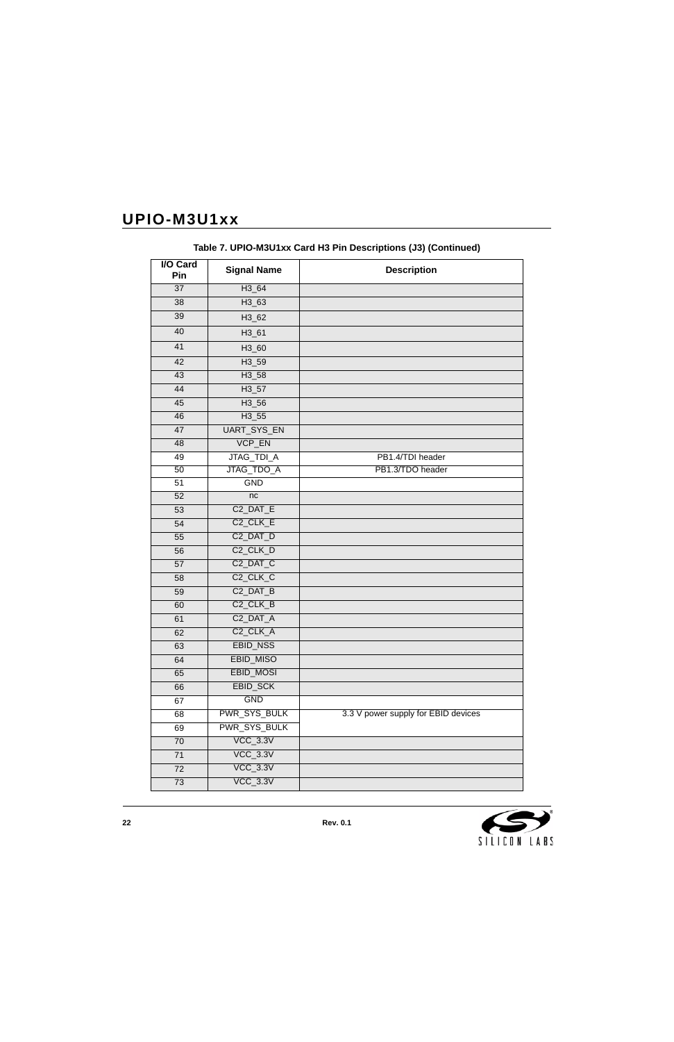**Table 7. UPIO-M3U1xx Card H3 Pin Descriptions (J3) (Continued)**

| I/O Card Pin | Signal Name | Description |
|---|---|---|
| 37 | H3_64 | |
| 38 | H3_63 | |
| 39 | H3_62 | |
| 40 | H3_61 | |
| 41 | H3_60 | |
| 42 | H3_59 | |
| 43 | H3_58 | |
| 44 | H3_57 | |
| 45 | H3_56 | |
| 46 | H3_55 | |
| 47 | UART_SYS_EN | |
| 48 | VCP_EN | |
| 49 | JTAG_TDI_A | PB1.4/TDI header |
| 50 | JTAG_TDO_A | PB1.3/TDO header |
| 51 | GND | |
| 52 | nc | |
| 53 | C2_DAT_E | |
| 54 | C2_CLK_E | |
| 55 | C2_DAT_D | |
| 56 | C2_CLK_D | |
| 57 | C2_DAT_C | |
| 58 | C2_CLK_C | |
| 59 | C2_DAT_B | |
| 60 | C2_CLK_B | |
| 61 | C2_DAT_A | |
| 62 | C2_CLK_A | |
| 63 | EBID_NSS | |
| 64 | EBID_MISO | |
| 65 | EBID_MOSI | |
| 66 | EBID_SCK | |
| 67 | GND | |
| 68 | PWR_SYS_BULK | 3.3 V power supply for EBID devices |
| 69 | PWR_SYS_BULK | |
| 70 | VCC_3.3V | |
| 71 | VCC_3.3V | |
| 72 | VCC_3.3V | |
| 73 | VCC_3.3V | |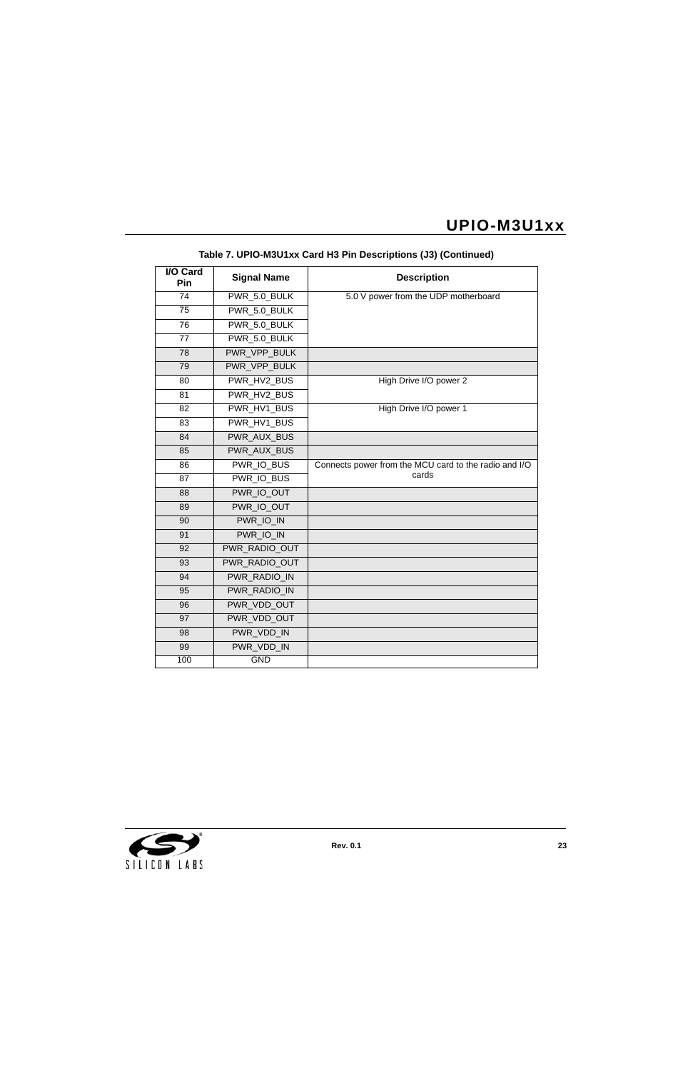**Table 7. UPIO-M3U1xx Card H3 Pin Descriptions (J3) (Continued)**

| I/O Card Pin | Signal Name | Description |
|---|---|---|
| 74 | PWR_5.0_BULK | 5.0 V power from the UDP motherboard |
| 75 | PWR_5.0_BULK | |
| 76 | PWR_5.0_BULK | |
| 77 | PWR_5.0_BULK | |
| 78 | PWR_VPP_BULK | |
| 79 | PWR_VPP_BULK | |
| 80 | PWR_HV2_BUS | High Drive I/O power 2 |
| 81 | PWR_HV2_BUS | |
| 82 | PWR_HV1_BUS | High Drive I/O power 1 |
| 83 | PWR_HV1_BUS | |
| 84 | PWR_AUX_BUS | |
| 85 | PWR_AUX_BUS | |
| 86 | PWR_IO_BUS | Connects power from the MCU card to the radio and I/O cards |
| 87 | PWR_IO_BUS | |
| 88 | PWR_IO_OUT | |
| 89 | PWR_IO_OUT | |
| 90 | PWR_IO_IN | |
| 91 | PWR_IO_IN | |
| 92 | PWR_RADIO_OUT | |
| 93 | PWR_RADIO_OUT | |
| 94 | PWR_RADIO_IN | |
| 95 | PWR_RADIO_IN | |
| 96 | PWR_VDD_OUT | |
| 97 | PWR_VDD_OUT | |
| 98 | PWR_VDD_IN | |
| 99 | PWR_VDD_IN | |
| 100 | GND | |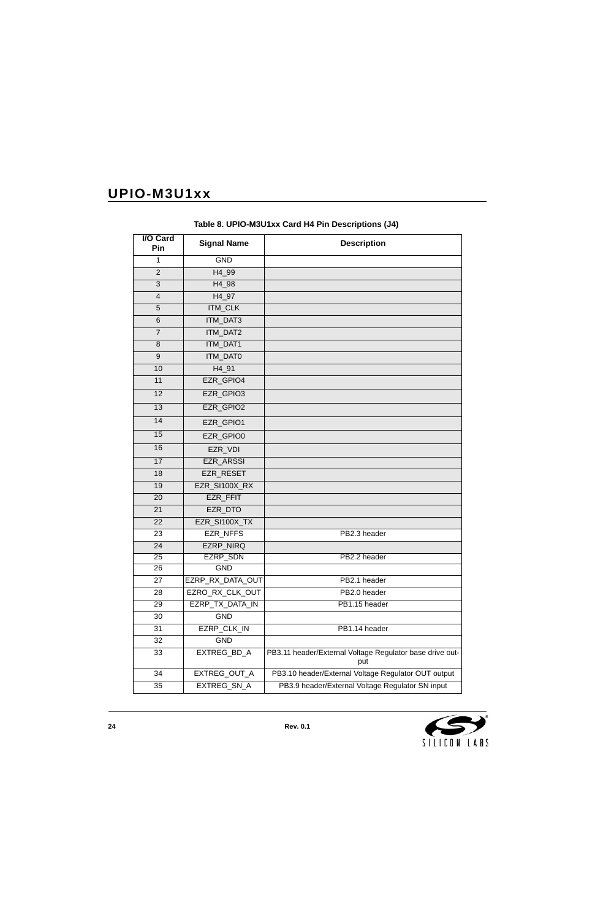**Table 8. UPIO-M3U1xx Card H4 Pin Descriptions (J4)**

| I/O Card Pin | Signal Name | Description |
|---|---|---|
| 1 | GND | |
| 2 | H4_99 | |
| 3 | H4_98 | |
| 4 | H4_97 | |
| 5 | ITM_CLK | |
| 6 | ITM_DAT3 | |
| 7 | ITM_DAT2 | |
| 8 | ITM_DAT1 | |
| 9 | ITM_DAT0 | |
| 10 | H4_91 | |
| 11 | EZR_GPIO4 | |
| 12 | EZR_GPIO3 | |
| 13 | EZR_GPIO2 | |
| 14 | EZR_GPIO1 | |
| 15 | EZR_GPIO0 | |
| 16 | EZR_VDI | |
| 17 | EZR_ARSSI | |
| 18 | EZR_RESET | |
| 19 | EZR_SI100X_RX | |
| 20 | EZR_FFIT | |
| 21 | EZR_DTO | |
| 22 | EZR_SI100X_TX | |
| 23 | EZR_NFFS | PB2.3 header |
| 24 | EZRP_NIRQ | |
| 25 | EZRP_SDN | PB2.2 header |
| 26 | GND | |
| 27 | EZRP_RX_DATA_OUT | PB2.1 header |
| 28 | EZRO_RX_CLK_OUT | PB2.0 header |
| 29 | EZRP_TX_DATA_IN | PB1.15 header |
| 30 | GND | |
| 31 | EZRP_CLK_IN | PB1.14 header |
| 32 | GND | |
| 33 | EXTREG_BD_A | PB3.11 header/External Voltage Regulator base drive output |
| 34 | EXTREG_OUT_A | PB3.10 header/External Voltage Regulator OUT output |
| 35 | EXTREG_SN_A | PB3.9 header/External Voltage Regulator SN input |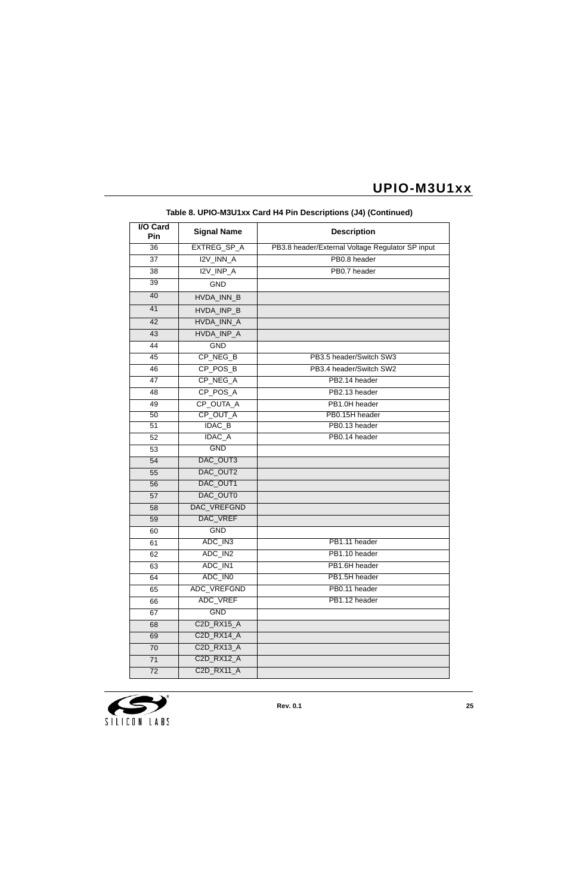**Table 8. UPIO-M3U1xx Card H4 Pin Descriptions (J4) (Continued)**

| I/O Card Pin | Signal Name | Description |
|---|---|---|
| 36 | EXTREG_SP_A | PB3.8 header/External Voltage Regulator SP input |
| 37 | I2V_INN_A | PB0.8 header |
| 38 | I2V_INP_A | PB0.7 header |
| 39 | GND | |
| 40 | HVDA_INN_B | |
| 41 | HVDA_INP_B | |
| 42 | HVDA_INN_A | |
| 43 | HVDA_INP_A | |
| 44 | GND | |
| 45 | CP_NEG_B | PB3.5 header/Switch SW3 |
| 46 | CP_POS_B | PB3.4 header/Switch SW2 |
| 47 | CP_NEG_A | PB2.14 header |
| 48 | CP_POS_A | PB2.13 header |
| 49 | CP_OUTA_A | PB1.0H header |
| 50 | CP_OUT_A | PB0.15H header |
| 51 | IDAC_B | PB0.13 header |
| 52 | IDAC_A | PB0.14 header |
| 53 | GND | |
| 54 | DAC_OUT3 | |
| 55 | DAC_OUT2 | |
| 56 | DAC_OUT1 | |
| 57 | DAC_OUT0 | |
| 58 | DAC_VREFGND | |
| 59 | DAC_VREF | |
| 60 | GND | |
| 61 | ADC_IN3 | PB1.11 header |
| 62 | ADC_IN2 | PB1.10 header |
| 63 | ADC_IN1 | PB1.6H header |
| 64 | ADC_IN0 | PB1.5H header |
| 65 | ADC_VREFGND | PB0.11 header |
| 66 | ADC_VREF | PB1.12 header |
| 67 | GND | |
| 68 | C2D_RX15_A | |
| 69 | C2D_RX14_A | |
| 70 | C2D_RX13_A | |
| 71 | C2D_RX12_A | |
| 72 | C2D_RX11_A | |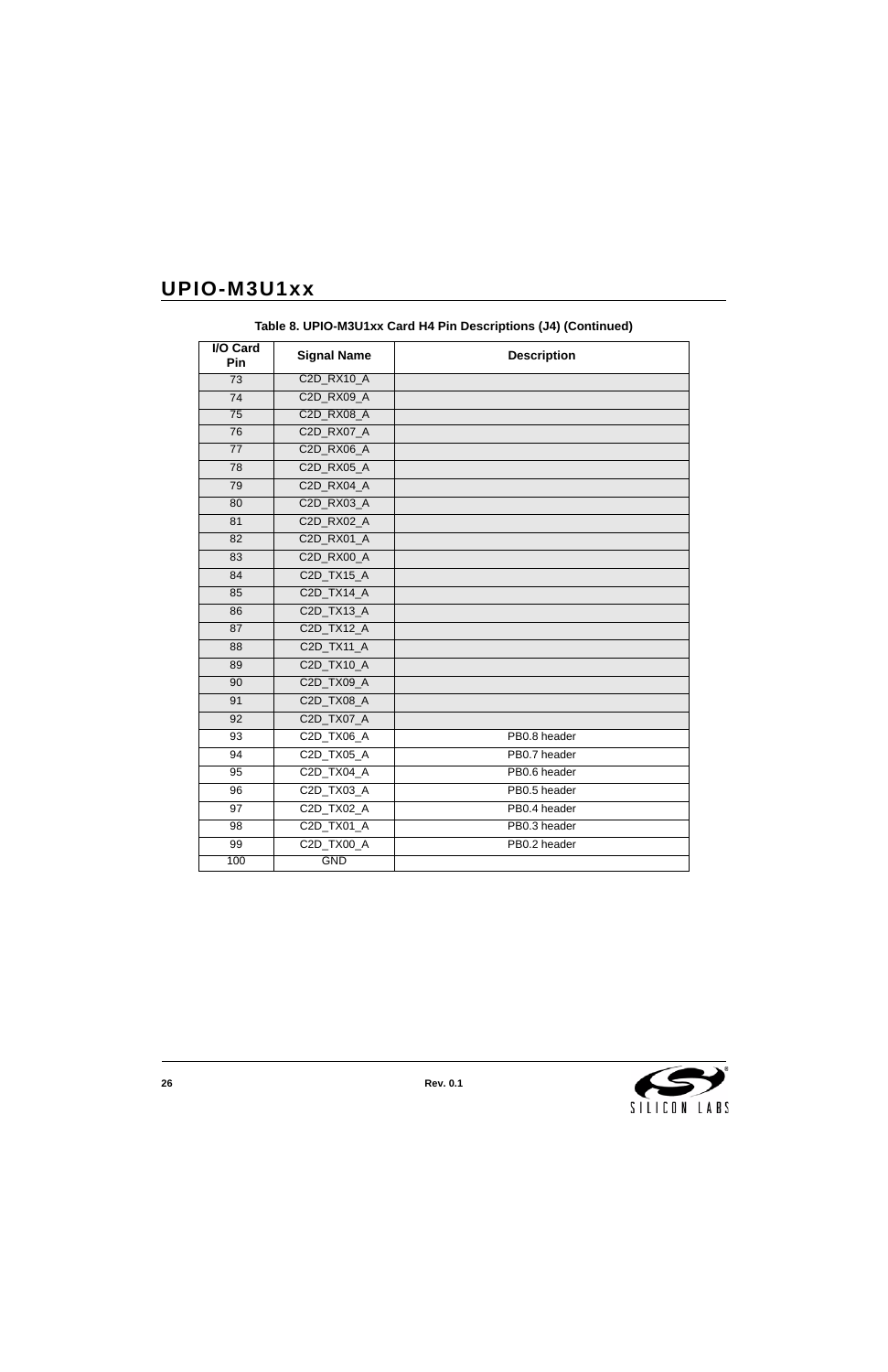**Table 8. UPIO-M3U1xx Card H4 Pin Descriptions (J4) (Continued)**

| I/O Card Pin | Signal Name | Description |
|---|---|---|
| 73 | C2D_RX10_A | |
| 74 | C2D_RX09_A | |
| 75 | C2D_RX08_A | |
| 76 | C2D_RX07_A | |
| 77 | C2D_RX06_A | |
| 78 | C2D_RX05_A | |
| 79 | C2D_RX04_A | |
| 80 | C2D_RX03_A | |
| 81 | C2D_RX02_A | |
| 82 | C2D_RX01_A | |
| 83 | C2D_RX00_A | |
| 84 | C2D_TX15_A | |
| 85 | C2D_TX14_A | |
| 86 | C2D_TX13_A | |
| 87 | C2D_TX12_A | |
| 88 | C2D_TX11_A | |
| 89 | C2D_TX10_A | |
| 90 | C2D_TX09_A | |
| 91 | C2D_TX08_A | |
| 92 | C2D_TX07_A | |
| 93 | C2D_TX06_A | PB0.8 header |
| 94 | C2D_TX05_A | PB0.7 header |
| 95 | C2D_TX04_A | PB0.6 header |
| 96 | C2D_TX03_A | PB0.5 header |
| 97 | C2D_TX02_A | PB0.4 header |
| 98 | C2D_TX01_A | PB0.3 header |
| 99 | C2D_TX00_A | PB0.2 header |
| 100 | GND | |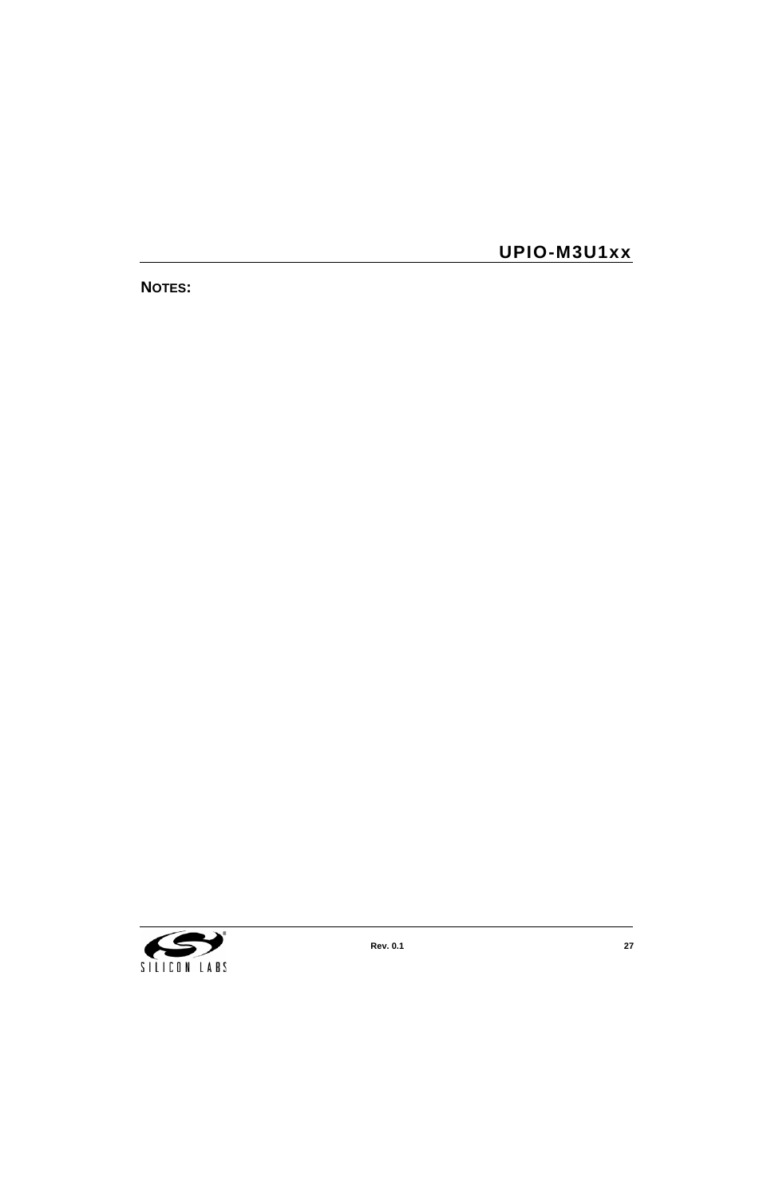**NOTES:**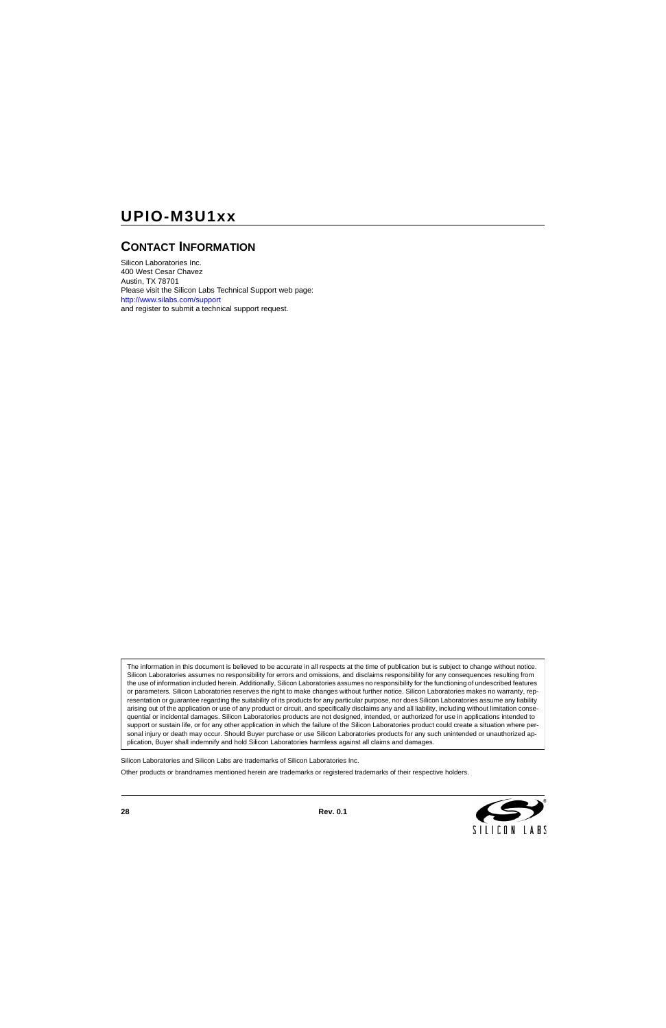# UPIO-M3U1xx

## Contact Information

Silicon Laboratories Inc.
400 West Cesar Chavez
Austin, TX 78701
Please visit the Silicon Labs Technical Support web page:
http://www.silabs.com/support
and register to submit a technical support request.

The information in this document is believed to be accurate in all respects at the time of publication but is subject to change without notice. Silicon Laboratories assumes no responsibility for errors and omissions, and disclaims responsibility for any consequences resulting from the use of information included herein. Additionally, Silicon Laboratories assumes no responsibility for the functioning of undescribed features or parameters. Silicon Laboratories reserves the right to make changes without further notice. Silicon Laboratories makes no warranty, representation or guarantee regarding the suitability of its products for any particular purpose, nor does Silicon Laboratories assume any liability arising out of the application or use of any product or circuit, and specifically disclaims any and all liability, including without limitation consequential or incidental damages. Silicon Laboratories products are not designed, intended, or authorized for use in applications intended to support or sustain life, or for any other application in which the failure of the Silicon Laboratories product could create a situation where personal injury or death may occur. Should Buyer purchase or use Silicon Laboratories products for any such unintended or unauthorized application, Buyer shall indemnify and hold Silicon Laboratories harmless against all claims and damages.

Silicon Laboratories and Silicon Labs are trademarks of Silicon Laboratories Inc.

Other products or brandnames mentioned herein are trademarks or registered trademarks of their respective holders.

Rev. 0.1